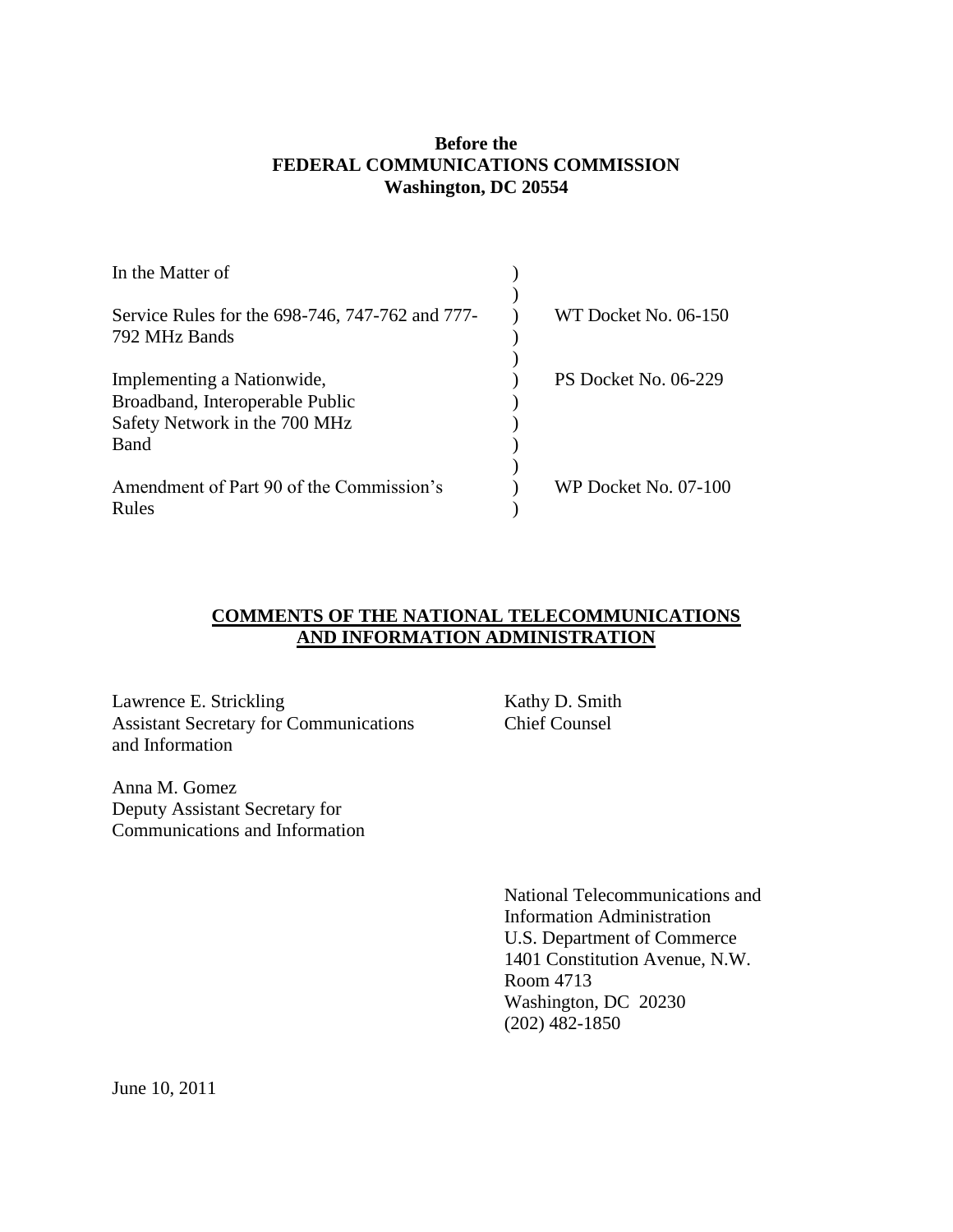**Before the**
**FEDERAL COMMUNICATIONS COMMISSION**
**Washington, DC 20554**

| In the Matter of | ) | |
|---|---|---|
| | ) | |
| Service Rules for the 698-746, 747-762 and 777-792 MHz Bands | ) | WT Docket No. 06-150 |
| | ) | |
| Implementing a Nationwide, Broadband, Interoperable Public Safety Network in the 700 MHz Band | ) | PS Docket No. 06-229 |
| | ) | |
| Amendment of Part 90 of the Commission's Rules | ) | WP Docket No. 07-100 |

## COMMENTS OF THE NATIONAL TELECOMMUNICATIONS AND INFORMATION ADMINISTRATION

Lawrence E. Strickling
Assistant Secretary for Communications and Information

Kathy D. Smith
Chief Counsel

Anna M. Gomez
Deputy Assistant Secretary for Communications and Information

National Telecommunications and Information Administration
U.S. Department of Commerce
1401 Constitution Avenue, N.W.
Room 4713
Washington, DC 20230
(202) 482-1850

June 10, 2011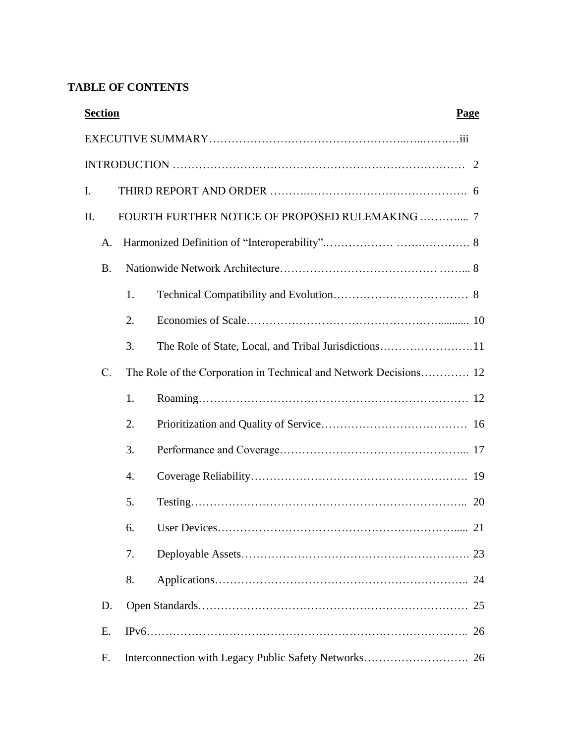**TABLE OF CONTENTS**

| Section | Page |
|---|---|
| EXECUTIVE SUMMARY | iii |
| INTRODUCTION | 2 |
| I. THIRD REPORT AND ORDER | 6 |
| II. FOURTH FURTHER NOTICE OF PROPOSED RULEMAKING | 7 |
| A. Harmonized Definition of "Interoperability" | 8 |
| B. Nationwide Network Architecture | 8 |
| 1. Technical Compatibility and Evolution | 8 |
| 2. Economies of Scale | 10 |
| 3. The Role of State, Local, and Tribal Jurisdictions | 11 |
| C. The Role of the Corporation in Technical and Network Decisions | 12 |
| 1. Roaming | 12 |
| 2. Prioritization and Quality of Service | 16 |
| 3. Performance and Coverage | 17 |
| 4. Coverage Reliability | 19 |
| 5. Testing | 20 |
| 6. User Devices | 21 |
| 7. Deployable Assets | 23 |
| 8. Applications | 24 |
| D. Open Standards | 25 |
| E. IPv6 | 26 |
| F. Interconnection with Legacy Public Safety Networks | 26 |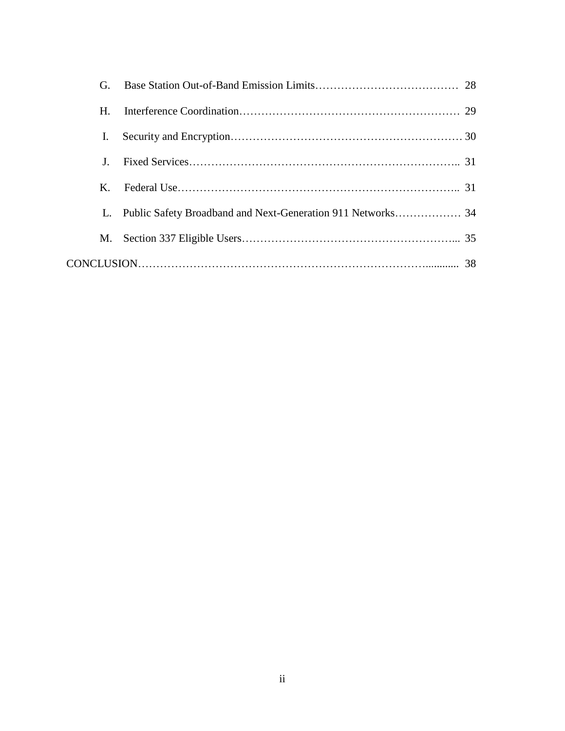G. Base Station Out-of-Band Emission Limits………………………………… 28

H. Interference Coordination…………………………………………………… 29

I. Security and Encryption…………………………………………………… 30

J. Fixed Services……………………………………………………………….. 31

K. Federal Use………………………………………………………………….. 31

L. Public Safety Broadband and Next-Generation 911 Networks……………… 34

M. Section 337 Eligible Users…………………………………………………... 35

CONCLUSION………………………………………………………………............ 38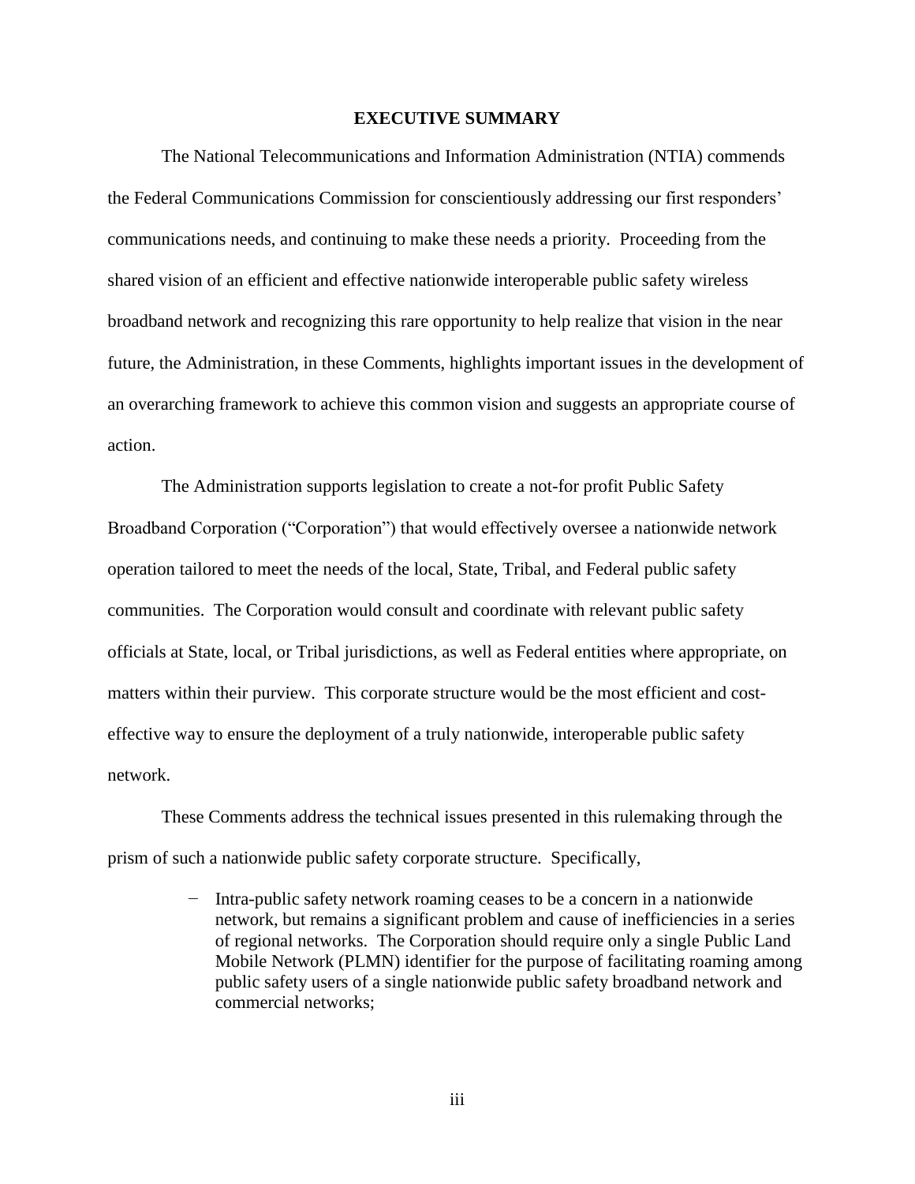## EXECUTIVE SUMMARY

The National Telecommunications and Information Administration (NTIA) commends the Federal Communications Commission for conscientiously addressing our first responders' communications needs, and continuing to make these needs a priority. Proceeding from the shared vision of an efficient and effective nationwide interoperable public safety wireless broadband network and recognizing this rare opportunity to help realize that vision in the near future, the Administration, in these Comments, highlights important issues in the development of an overarching framework to achieve this common vision and suggests an appropriate course of action.

The Administration supports legislation to create a not-for profit Public Safety Broadband Corporation ("Corporation") that would effectively oversee a nationwide network operation tailored to meet the needs of the local, State, Tribal, and Federal public safety communities. The Corporation would consult and coordinate with relevant public safety officials at State, local, or Tribal jurisdictions, as well as Federal entities where appropriate, on matters within their purview. This corporate structure would be the most efficient and cost-effective way to ensure the deployment of a truly nationwide, interoperable public safety network.

These Comments address the technical issues presented in this rulemaking through the prism of such a nationwide public safety corporate structure. Specifically,

- Intra-public safety network roaming ceases to be a concern in a nationwide network, but remains a significant problem and cause of inefficiencies in a series of regional networks. The Corporation should require only a single Public Land Mobile Network (PLMN) identifier for the purpose of facilitating roaming among public safety users of a single nationwide public safety broadband network and commercial networks;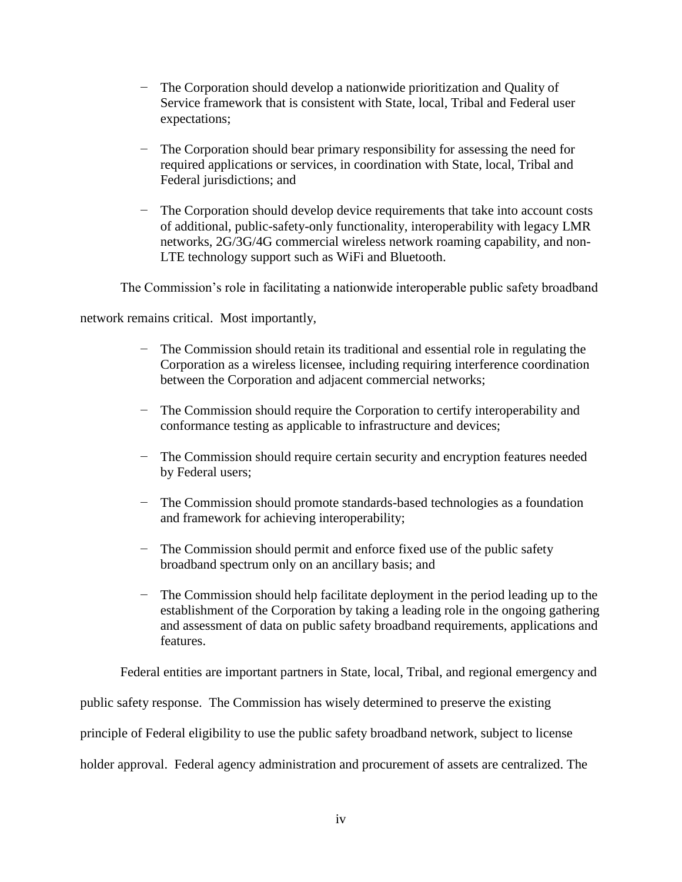- The Corporation should develop a nationwide prioritization and Quality of Service framework that is consistent with State, local, Tribal and Federal user expectations;

- The Corporation should bear primary responsibility for assessing the need for required applications or services, in coordination with State, local, Tribal and Federal jurisdictions; and

- The Corporation should develop device requirements that take into account costs of additional, public-safety-only functionality, interoperability with legacy LMR networks, 2G/3G/4G commercial wireless network roaming capability, and non-LTE technology support such as WiFi and Bluetooth.

The Commission's role in facilitating a nationwide interoperable public safety broadband network remains critical. Most importantly,

- The Commission should retain its traditional and essential role in regulating the Corporation as a wireless licensee, including requiring interference coordination between the Corporation and adjacent commercial networks;

- The Commission should require the Corporation to certify interoperability and conformance testing as applicable to infrastructure and devices;

- The Commission should require certain security and encryption features needed by Federal users;

- The Commission should promote standards-based technologies as a foundation and framework for achieving interoperability;

- The Commission should permit and enforce fixed use of the public safety broadband spectrum only on an ancillary basis; and

- The Commission should help facilitate deployment in the period leading up to the establishment of the Corporation by taking a leading role in the ongoing gathering and assessment of data on public safety broadband requirements, applications and features.

Federal entities are important partners in State, local, Tribal, and regional emergency and public safety response. The Commission has wisely determined to preserve the existing principle of Federal eligibility to use the public safety broadband network, subject to license holder approval. Federal agency administration and procurement of assets are centralized. The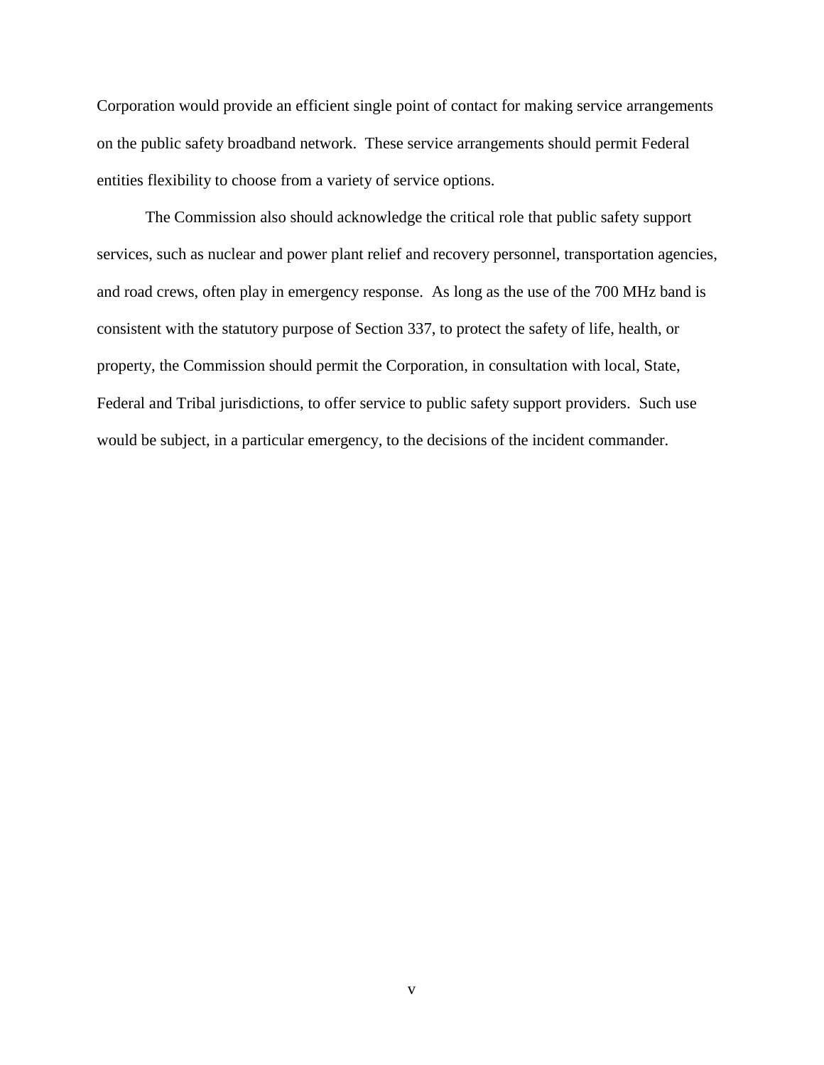Corporation would provide an efficient single point of contact for making service arrangements on the public safety broadband network. These service arrangements should permit Federal entities flexibility to choose from a variety of service options.

The Commission also should acknowledge the critical role that public safety support services, such as nuclear and power plant relief and recovery personnel, transportation agencies, and road crews, often play in emergency response. As long as the use of the 700 MHz band is consistent with the statutory purpose of Section 337, to protect the safety of life, health, or property, the Commission should permit the Corporation, in consultation with local, State, Federal and Tribal jurisdictions, to offer service to public safety support providers. Such use would be subject, in a particular emergency, to the decisions of the incident commander.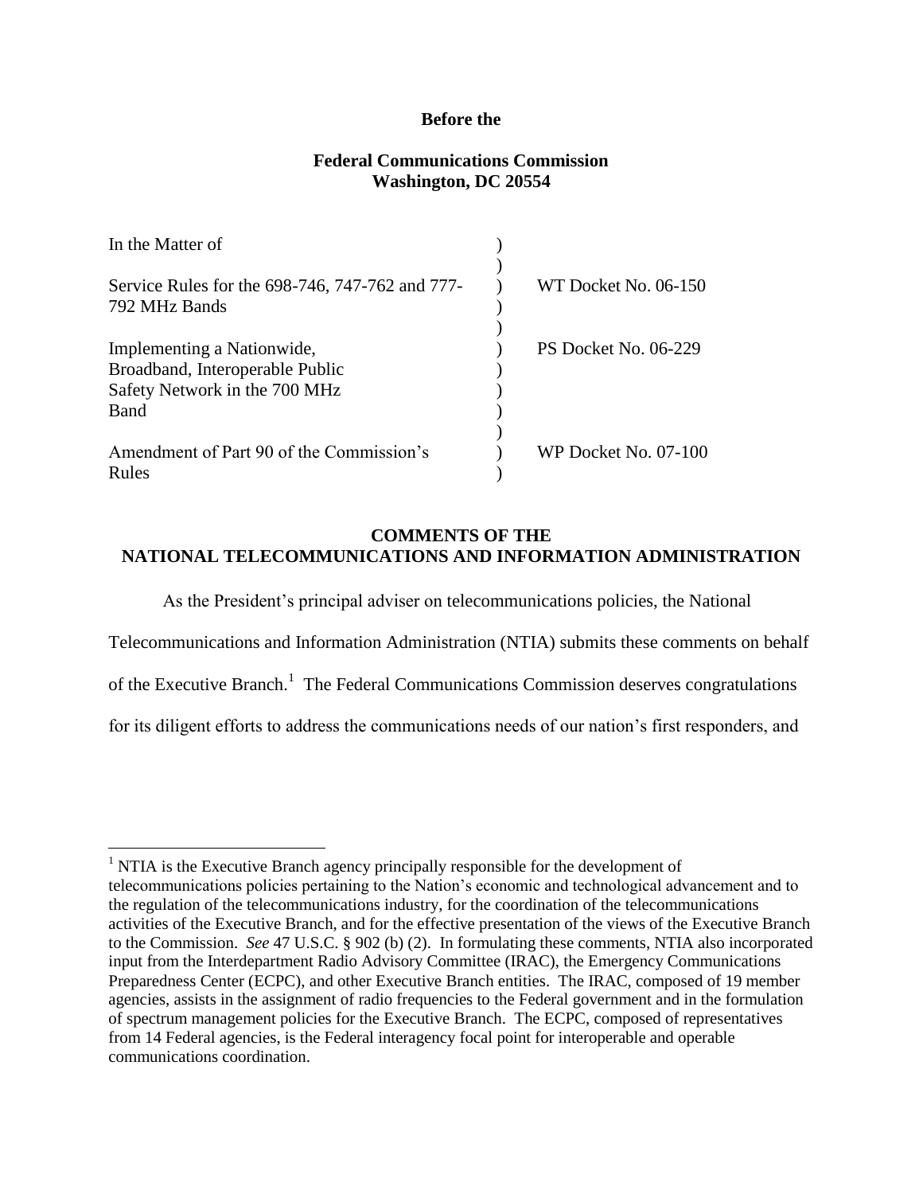**Before the**

**Federal Communications Commission**
**Washington, DC 20554**

| | | |
|---|---|---|
| In the Matter of | ) | |
| | ) | |
| Service Rules for the 698-746, 747-762 and 777-792 MHz Bands | ) | WT Docket No. 06-150 |
| | ) | |
| Implementing a Nationwide, Broadband, Interoperable Public Safety Network in the 700 MHz Band | ) | PS Docket No. 06-229 |
| | ) | |
| Amendment of Part 90 of the Commission's Rules | ) | WP Docket No. 07-100 |

## COMMENTS OF THE NATIONAL TELECOMMUNICATIONS AND INFORMATION ADMINISTRATION

As the President's principal adviser on telecommunications policies, the National Telecommunications and Information Administration (NTIA) submits these comments on behalf of the Executive Branch.[1] The Federal Communications Commission deserves congratulations for its diligent efforts to address the communications needs of our nation's first responders, and

[1] NTIA is the Executive Branch agency principally responsible for the development of telecommunications policies pertaining to the Nation's economic and technological advancement and to the regulation of the telecommunications industry, for the coordination of the telecommunications activities of the Executive Branch, and for the effective presentation of the views of the Executive Branch to the Commission. *See* 47 U.S.C. § 902 (b) (2). In formulating these comments, NTIA also incorporated input from the Interdepartment Radio Advisory Committee (IRAC), the Emergency Communications Preparedness Center (ECPC), and other Executive Branch entities. The IRAC, composed of 19 member agencies, assists in the assignment of radio frequencies to the Federal government and in the formulation of spectrum management policies for the Executive Branch. The ECPC, composed of representatives from 14 Federal agencies, is the Federal interagency focal point for interoperable and operable communications coordination.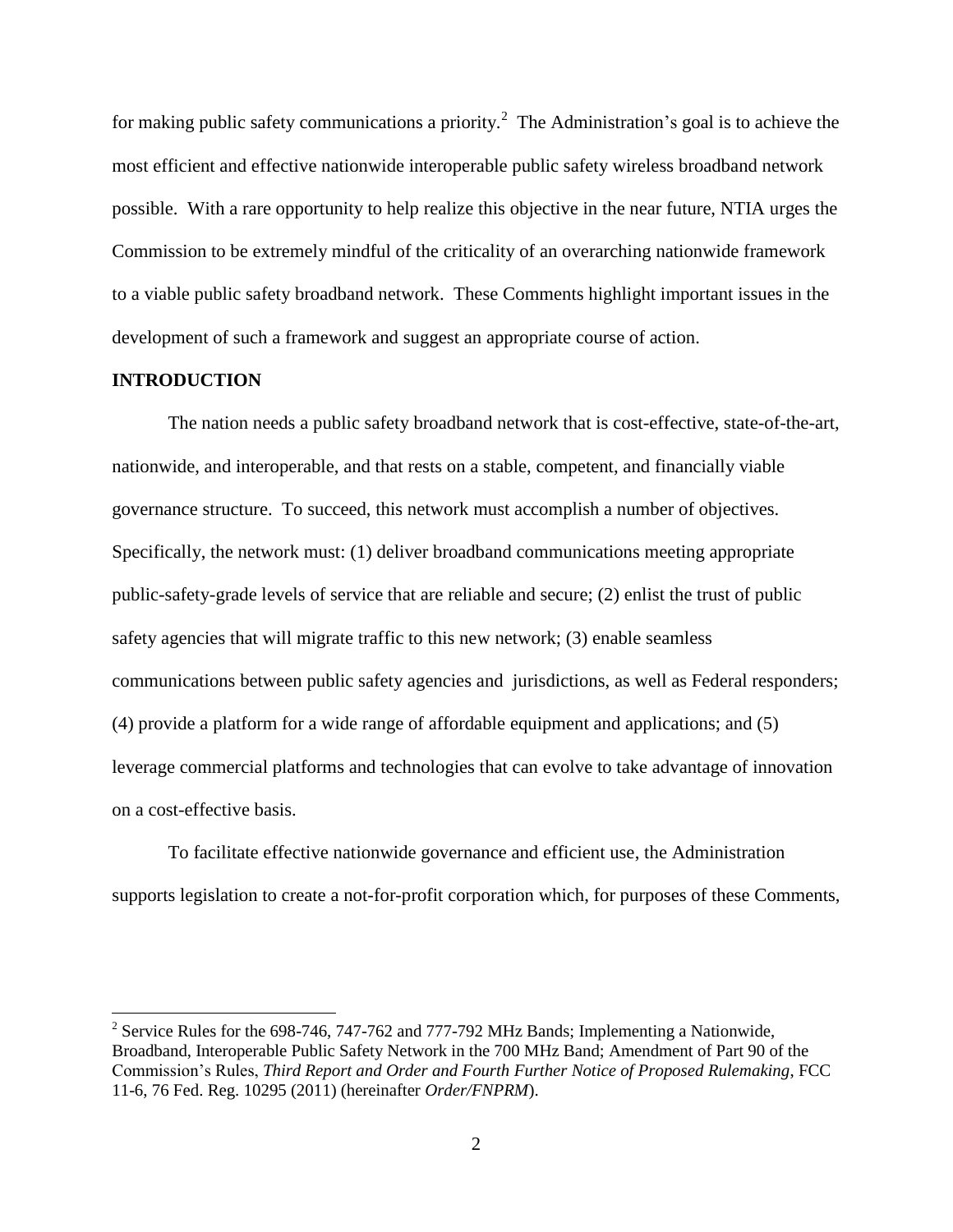for making public safety communications a priority.[2] The Administration's goal is to achieve the most efficient and effective nationwide interoperable public safety wireless broadband network possible. With a rare opportunity to help realize this objective in the near future, NTIA urges the Commission to be extremely mindful of the criticality of an overarching nationwide framework to a viable public safety broadband network. These Comments highlight important issues in the development of such a framework and suggest an appropriate course of action.

## INTRODUCTION

The nation needs a public safety broadband network that is cost-effective, state-of-the-art, nationwide, and interoperable, and that rests on a stable, competent, and financially viable governance structure. To succeed, this network must accomplish a number of objectives. Specifically, the network must: (1) deliver broadband communications meeting appropriate public-safety-grade levels of service that are reliable and secure; (2) enlist the trust of public safety agencies that will migrate traffic to this new network; (3) enable seamless communications between public safety agencies and jurisdictions, as well as Federal responders; (4) provide a platform for a wide range of affordable equipment and applications; and (5) leverage commercial platforms and technologies that can evolve to take advantage of innovation on a cost-effective basis.

To facilitate effective nationwide governance and efficient use, the Administration supports legislation to create a not-for-profit corporation which, for purposes of these Comments,

[2] Service Rules for the 698-746, 747-762 and 777-792 MHz Bands; Implementing a Nationwide, Broadband, Interoperable Public Safety Network in the 700 MHz Band; Amendment of Part 90 of the Commission's Rules, *Third Report and Order and Fourth Further Notice of Proposed Rulemaking*, FCC 11-6, 76 Fed. Reg. 10295 (2011) (hereinafter *Order/FNPRM*).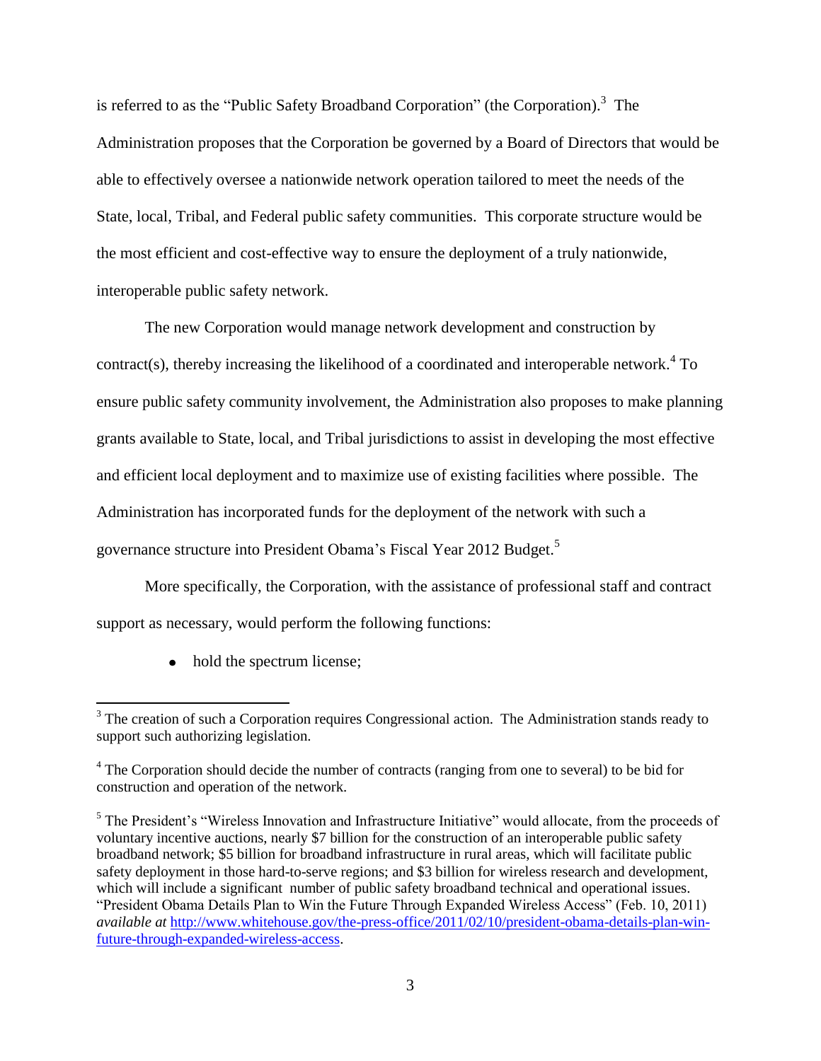is referred to as the "Public Safety Broadband Corporation" (the Corporation).[3] The Administration proposes that the Corporation be governed by a Board of Directors that would be able to effectively oversee a nationwide network operation tailored to meet the needs of the State, local, Tribal, and Federal public safety communities. This corporate structure would be the most efficient and cost-effective way to ensure the deployment of a truly nationwide, interoperable public safety network.

The new Corporation would manage network development and construction by contract(s), thereby increasing the likelihood of a coordinated and interoperable network.[4] To ensure public safety community involvement, the Administration also proposes to make planning grants available to State, local, and Tribal jurisdictions to assist in developing the most effective and efficient local deployment and to maximize use of existing facilities where possible. The Administration has incorporated funds for the deployment of the network with such a governance structure into President Obama's Fiscal Year 2012 Budget.[5]

More specifically, the Corporation, with the assistance of professional staff and contract support as necessary, would perform the following functions:

- hold the spectrum license;

---

[3] The creation of such a Corporation requires Congressional action. The Administration stands ready to support such authorizing legislation.

[4] The Corporation should decide the number of contracts (ranging from one to several) to be bid for construction and operation of the network.

[5] The President's "Wireless Innovation and Infrastructure Initiative" would allocate, from the proceeds of voluntary incentive auctions, nearly $7 billion for the construction of an interoperable public safety broadband network; $5 billion for broadband infrastructure in rural areas, which will facilitate public safety deployment in those hard-to-serve regions; and $3 billion for wireless research and development, which will include a significant number of public safety broadband technical and operational issues. "President Obama Details Plan to Win the Future Through Expanded Wireless Access" (Feb. 10, 2011) *available at* [http://www.whitehouse.gov/the-press-office/2011/02/10/president-obama-details-plan-win-future-through-expanded-wireless-access](http://www.whitehouse.gov/the-press-office/2011/02/10/president-obama-details-plan-win-future-through-expanded-wireless-access).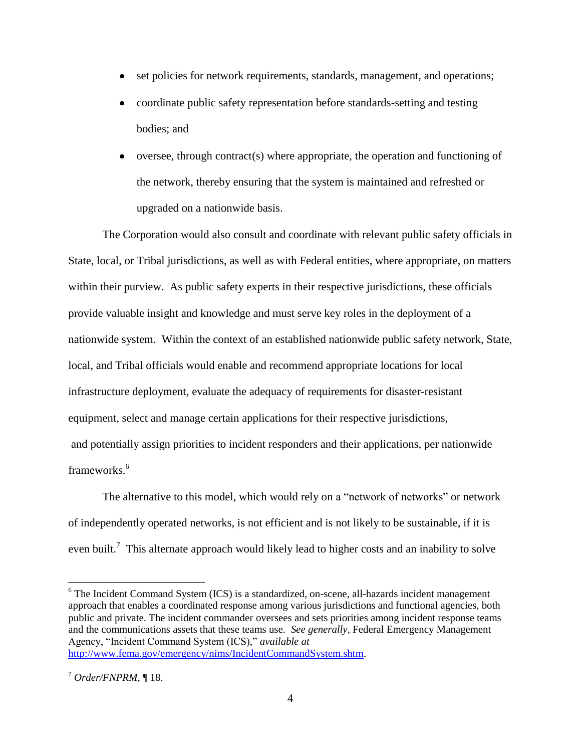- set policies for network requirements, standards, management, and operations;
- coordinate public safety representation before standards-setting and testing bodies; and
- oversee, through contract(s) where appropriate, the operation and functioning of the network, thereby ensuring that the system is maintained and refreshed or upgraded on a nationwide basis.

The Corporation would also consult and coordinate with relevant public safety officials in State, local, or Tribal jurisdictions, as well as with Federal entities, where appropriate, on matters within their purview. As public safety experts in their respective jurisdictions, these officials provide valuable insight and knowledge and must serve key roles in the deployment of a nationwide system. Within the context of an established nationwide public safety network, State, local, and Tribal officials would enable and recommend appropriate locations for local infrastructure deployment, evaluate the adequacy of requirements for disaster-resistant equipment, select and manage certain applications for their respective jurisdictions, and potentially assign priorities to incident responders and their applications, per nationwide frameworks.[6]

The alternative to this model, which would rely on a "network of networks" or network of independently operated networks, is not efficient and is not likely to be sustainable, if it is even built.[7] This alternate approach would likely lead to higher costs and an inability to solve

---

[6] The Incident Command System (ICS) is a standardized, on-scene, all-hazards incident management approach that enables a coordinated response among various jurisdictions and functional agencies, both public and private. The incident commander oversees and sets priorities among incident response teams and the communications assets that these teams use. *See generally*, Federal Emergency Management Agency, "Incident Command System (ICS)," *available at* http://www.fema.gov/emergency/nims/IncidentCommandSystem.shtm.

[7] *Order/FNPRM*, ¶ 18.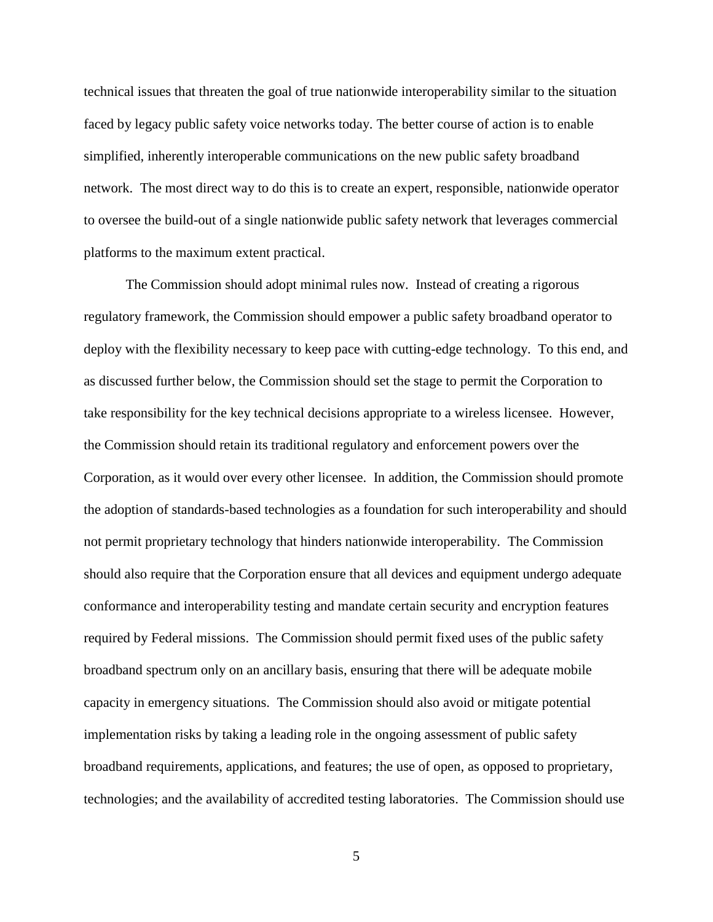technical issues that threaten the goal of true nationwide interoperability similar to the situation faced by legacy public safety voice networks today. The better course of action is to enable simplified, inherently interoperable communications on the new public safety broadband network. The most direct way to do this is to create an expert, responsible, nationwide operator to oversee the build-out of a single nationwide public safety network that leverages commercial platforms to the maximum extent practical.

The Commission should adopt minimal rules now. Instead of creating a rigorous regulatory framework, the Commission should empower a public safety broadband operator to deploy with the flexibility necessary to keep pace with cutting-edge technology. To this end, and as discussed further below, the Commission should set the stage to permit the Corporation to take responsibility for the key technical decisions appropriate to a wireless licensee. However, the Commission should retain its traditional regulatory and enforcement powers over the Corporation, as it would over every other licensee. In addition, the Commission should promote the adoption of standards-based technologies as a foundation for such interoperability and should not permit proprietary technology that hinders nationwide interoperability. The Commission should also require that the Corporation ensure that all devices and equipment undergo adequate conformance and interoperability testing and mandate certain security and encryption features required by Federal missions. The Commission should permit fixed uses of the public safety broadband spectrum only on an ancillary basis, ensuring that there will be adequate mobile capacity in emergency situations. The Commission should also avoid or mitigate potential implementation risks by taking a leading role in the ongoing assessment of public safety broadband requirements, applications, and features; the use of open, as opposed to proprietary, technologies; and the availability of accredited testing laboratories. The Commission should use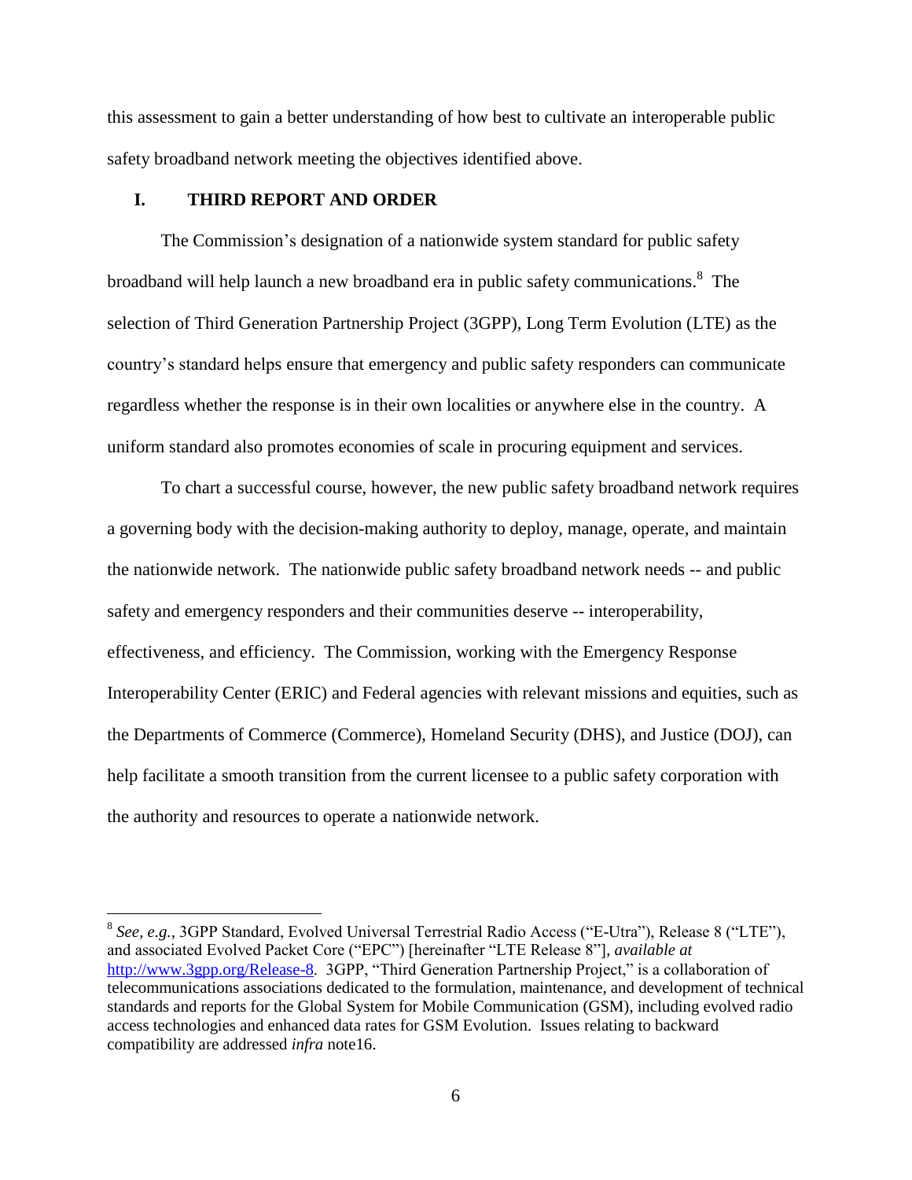this assessment to gain a better understanding of how best to cultivate an interoperable public safety broadband network meeting the objectives identified above.

## I. THIRD REPORT AND ORDER

The Commission's designation of a nationwide system standard for public safety broadband will help launch a new broadband era in public safety communications.[8] The selection of Third Generation Partnership Project (3GPP), Long Term Evolution (LTE) as the country's standard helps ensure that emergency and public safety responders can communicate regardless whether the response is in their own localities or anywhere else in the country. A uniform standard also promotes economies of scale in procuring equipment and services.

To chart a successful course, however, the new public safety broadband network requires a governing body with the decision-making authority to deploy, manage, operate, and maintain the nationwide network. The nationwide public safety broadband network needs -- and public safety and emergency responders and their communities deserve -- interoperability, effectiveness, and efficiency. The Commission, working with the Emergency Response Interoperability Center (ERIC) and Federal agencies with relevant missions and equities, such as the Departments of Commerce (Commerce), Homeland Security (DHS), and Justice (DOJ), can help facilitate a smooth transition from the current licensee to a public safety corporation with the authority and resources to operate a nationwide network.

---

[8] *See, e.g.*, 3GPP Standard, Evolved Universal Terrestrial Radio Access ("E-Utra"), Release 8 ("LTE"), and associated Evolved Packet Core ("EPC") [hereinafter "LTE Release 8"], *available at* http://www.3gpp.org/Release-8. 3GPP, "Third Generation Partnership Project," is a collaboration of telecommunications associations dedicated to the formulation, maintenance, and development of technical standards and reports for the Global System for Mobile Communication (GSM), including evolved radio access technologies and enhanced data rates for GSM Evolution. Issues relating to backward compatibility are addressed *infra* note16.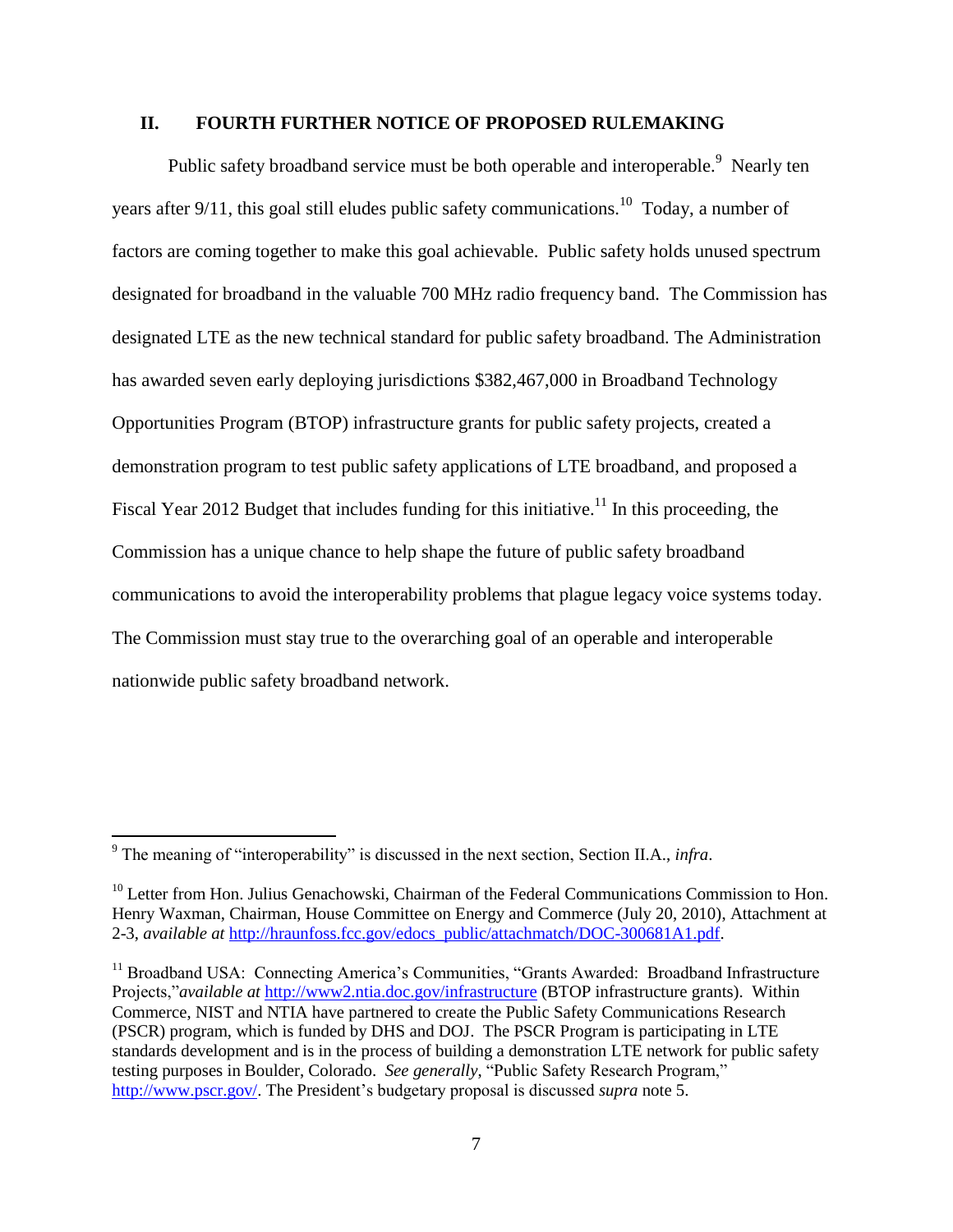## II. FOURTH FURTHER NOTICE OF PROPOSED RULEMAKING

Public safety broadband service must be both operable and interoperable.[9] Nearly ten years after 9/11, this goal still eludes public safety communications.[10] Today, a number of factors are coming together to make this goal achievable. Public safety holds unused spectrum designated for broadband in the valuable 700 MHz radio frequency band. The Commission has designated LTE as the new technical standard for public safety broadband. The Administration has awarded seven early deploying jurisdictions $382,467,000 in Broadband Technology Opportunities Program (BTOP) infrastructure grants for public safety projects, created a demonstration program to test public safety applications of LTE broadband, and proposed a Fiscal Year 2012 Budget that includes funding for this initiative.[11] In this proceeding, the Commission has a unique chance to help shape the future of public safety broadband communications to avoid the interoperability problems that plague legacy voice systems today. The Commission must stay true to the overarching goal of an operable and interoperable nationwide public safety broadband network.

---

[9] The meaning of "interoperability" is discussed in the next section, Section II.A., *infra*.

[10] Letter from Hon. Julius Genachowski, Chairman of the Federal Communications Commission to Hon. Henry Waxman, Chairman, House Committee on Energy and Commerce (July 20, 2010), Attachment at 2-3, *available at* http://hraunfoss.fcc.gov/edocs_public/attachmatch/DOC-300681A1.pdf.

[11] Broadband USA: Connecting America's Communities, "Grants Awarded: Broadband Infrastructure Projects,"*available at* http://www2.ntia.doc.gov/infrastructure (BTOP infrastructure grants). Within Commerce, NIST and NTIA have partnered to create the Public Safety Communications Research (PSCR) program, which is funded by DHS and DOJ. The PSCR Program is participating in LTE standards development and is in the process of building a demonstration LTE network for public safety testing purposes in Boulder, Colorado. *See generally*, "Public Safety Research Program," http://www.pscr.gov/. The President's budgetary proposal is discussed *supra* note 5.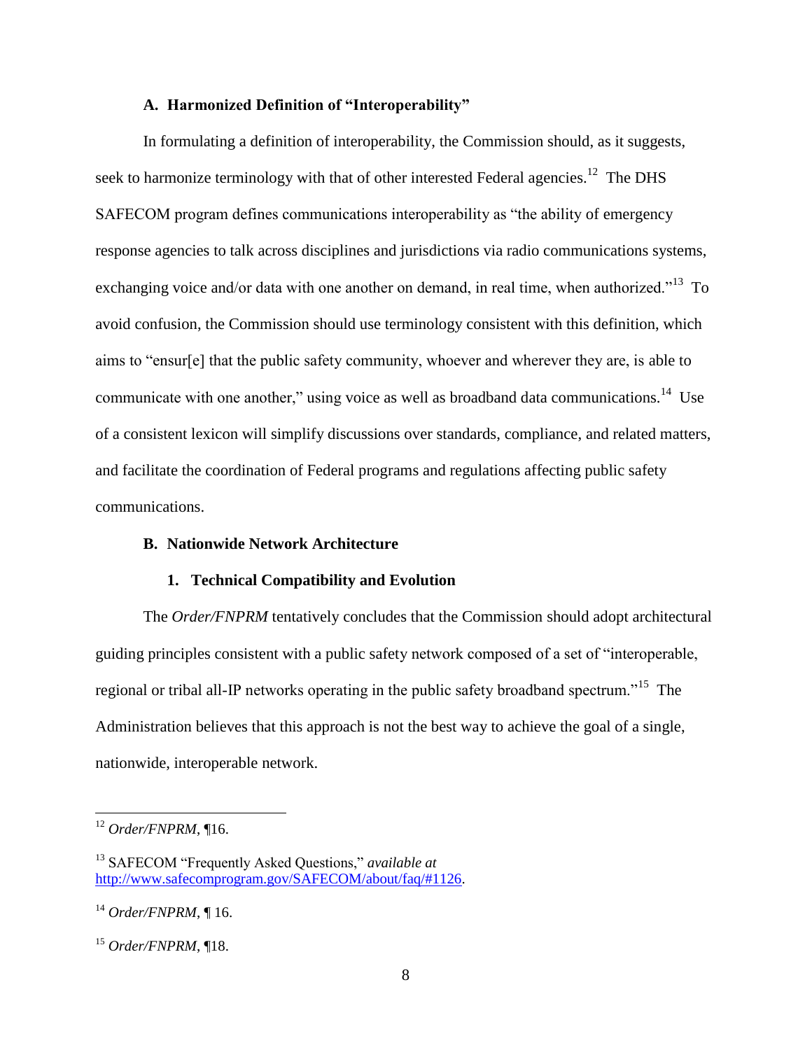### A. Harmonized Definition of "Interoperability"

In formulating a definition of interoperability, the Commission should, as it suggests, seek to harmonize terminology with that of other interested Federal agencies.[12] The DHS SAFECOM program defines communications interoperability as "the ability of emergency response agencies to talk across disciplines and jurisdictions via radio communications systems, exchanging voice and/or data with one another on demand, in real time, when authorized."[13] To avoid confusion, the Commission should use terminology consistent with this definition, which aims to "ensur[e] that the public safety community, whoever and wherever they are, is able to communicate with one another," using voice as well as broadband data communications.[14] Use of a consistent lexicon will simplify discussions over standards, compliance, and related matters, and facilitate the coordination of Federal programs and regulations affecting public safety communications.

### B. Nationwide Network Architecture

#### 1. Technical Compatibility and Evolution

The *Order/FNPRM* tentatively concludes that the Commission should adopt architectural guiding principles consistent with a public safety network composed of a set of "interoperable, regional or tribal all-IP networks operating in the public safety broadband spectrum."[15] The Administration believes that this approach is not the best way to achieve the goal of a single, nationwide, interoperable network.

---

[12] *Order/FNPRM*, ¶16.

[13] SAFECOM "Frequently Asked Questions," *available at* http://www.safecomprogram.gov/SAFECOM/about/faq/#1126.

[14] *Order/FNPRM*, ¶ 16.

[15] *Order/FNPRM*, ¶18.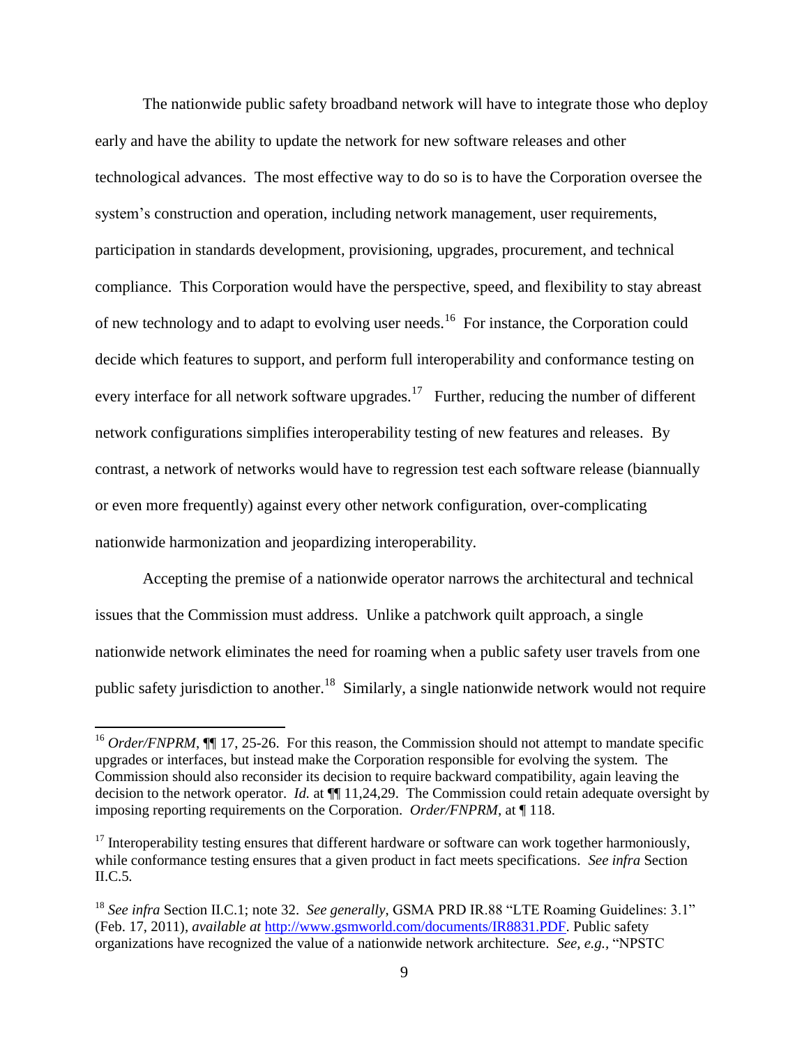The nationwide public safety broadband network will have to integrate those who deploy early and have the ability to update the network for new software releases and other technological advances. The most effective way to do so is to have the Corporation oversee the system's construction and operation, including network management, user requirements, participation in standards development, provisioning, upgrades, procurement, and technical compliance. This Corporation would have the perspective, speed, and flexibility to stay abreast of new technology and to adapt to evolving user needs.[16] For instance, the Corporation could decide which features to support, and perform full interoperability and conformance testing on every interface for all network software upgrades.[17] Further, reducing the number of different network configurations simplifies interoperability testing of new features and releases. By contrast, a network of networks would have to regression test each software release (biannually or even more frequently) against every other network configuration, over-complicating nationwide harmonization and jeopardizing interoperability.

Accepting the premise of a nationwide operator narrows the architectural and technical issues that the Commission must address. Unlike a patchwork quilt approach, a single nationwide network eliminates the need for roaming when a public safety user travels from one public safety jurisdiction to another.[18] Similarly, a single nationwide network would not require

---

[16] *Order/FNPRM*, ¶¶ 17, 25-26. For this reason, the Commission should not attempt to mandate specific upgrades or interfaces, but instead make the Corporation responsible for evolving the system. The Commission should also reconsider its decision to require backward compatibility, again leaving the decision to the network operator. *Id.* at ¶¶ 11,24,29. The Commission could retain adequate oversight by imposing reporting requirements on the Corporation. *Order/FNPRM*, at ¶ 118.

[17] Interoperability testing ensures that different hardware or software can work together harmoniously, while conformance testing ensures that a given product in fact meets specifications. *See infra* Section II.C.5.

[18] *See infra* Section II.C.1; note 32. *See generally*, GSMA PRD IR.88 "LTE Roaming Guidelines: 3.1" (Feb. 17, 2011), *available at* http://www.gsmworld.com/documents/IR8831.PDF. Public safety organizations have recognized the value of a nationwide network architecture. *See, e.g.*, "NPSTC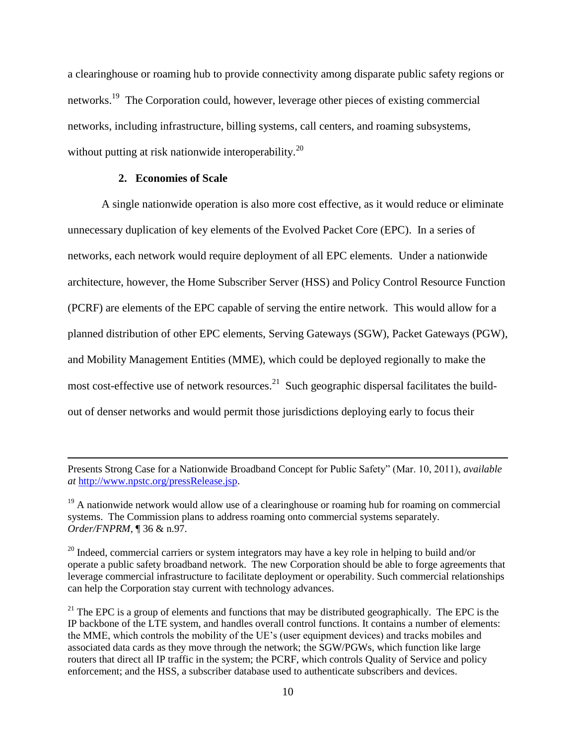a clearinghouse or roaming hub to provide connectivity among disparate public safety regions or networks.[19] The Corporation could, however, leverage other pieces of existing commercial networks, including infrastructure, billing systems, call centers, and roaming subsystems, without putting at risk nationwide interoperability.[20]

### 2. Economies of Scale

A single nationwide operation is also more cost effective, as it would reduce or eliminate unnecessary duplication of key elements of the Evolved Packet Core (EPC). In a series of networks, each network would require deployment of all EPC elements. Under a nationwide architecture, however, the Home Subscriber Server (HSS) and Policy Control Resource Function (PCRF) are elements of the EPC capable of serving the entire network. This would allow for a planned distribution of other EPC elements, Serving Gateways (SGW), Packet Gateways (PGW), and Mobility Management Entities (MME), which could be deployed regionally to make the most cost-effective use of network resources.[21] Such geographic dispersal facilitates the build-out of denser networks and would permit those jurisdictions deploying early to focus their

---

Presents Strong Case for a Nationwide Broadband Concept for Public Safety" (Mar. 10, 2011), *available at* http://www.npstc.org/pressRelease.jsp.

[19] A nationwide network would allow use of a clearinghouse or roaming hub for roaming on commercial systems. The Commission plans to address roaming onto commercial systems separately. *Order/FNPRM*, ¶ 36 & n.97.

[20] Indeed, commercial carriers or system integrators may have a key role in helping to build and/or operate a public safety broadband network. The new Corporation should be able to forge agreements that leverage commercial infrastructure to facilitate deployment or operability. Such commercial relationships can help the Corporation stay current with technology advances.

[21] The EPC is a group of elements and functions that may be distributed geographically. The EPC is the IP backbone of the LTE system, and handles overall control functions. It contains a number of elements: the MME, which controls the mobility of the UE's (user equipment devices) and tracks mobiles and associated data cards as they move through the network; the SGW/PGWs, which function like large routers that direct all IP traffic in the system; the PCRF, which controls Quality of Service and policy enforcement; and the HSS, a subscriber database used to authenticate subscribers and devices.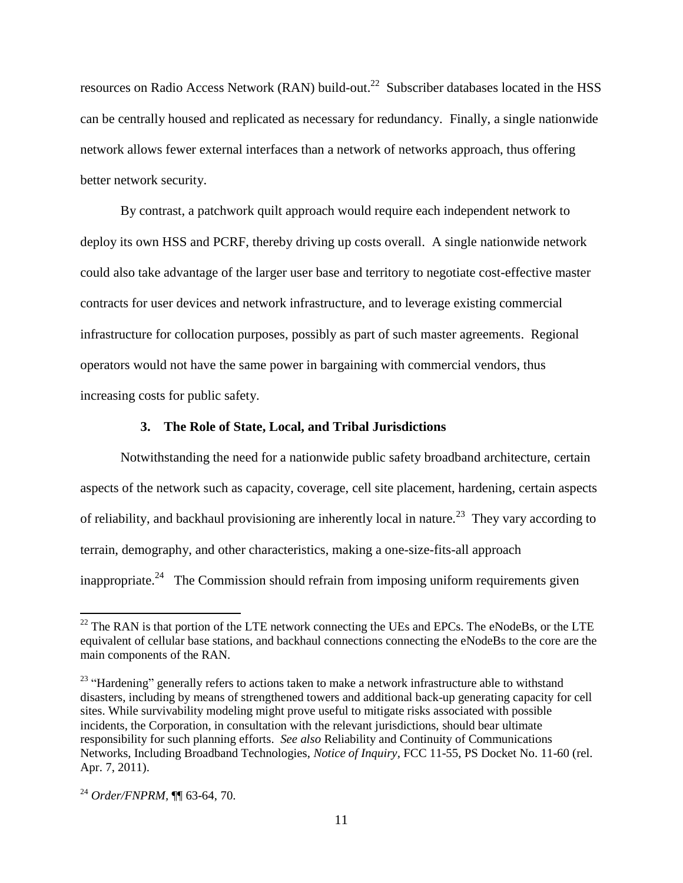resources on Radio Access Network (RAN) build-out.[22] Subscriber databases located in the HSS can be centrally housed and replicated as necessary for redundancy. Finally, a single nationwide network allows fewer external interfaces than a network of networks approach, thus offering better network security.

By contrast, a patchwork quilt approach would require each independent network to deploy its own HSS and PCRF, thereby driving up costs overall. A single nationwide network could also take advantage of the larger user base and territory to negotiate cost-effective master contracts for user devices and network infrastructure, and to leverage existing commercial infrastructure for collocation purposes, possibly as part of such master agreements. Regional operators would not have the same power in bargaining with commercial vendors, thus increasing costs for public safety.

### 3. The Role of State, Local, and Tribal Jurisdictions

Notwithstanding the need for a nationwide public safety broadband architecture, certain aspects of the network such as capacity, coverage, cell site placement, hardening, certain aspects of reliability, and backhaul provisioning are inherently local in nature.[23] They vary according to terrain, demography, and other characteristics, making a one-size-fits-all approach inappropriate.[24] The Commission should refrain from imposing uniform requirements given

---

[22] The RAN is that portion of the LTE network connecting the UEs and EPCs. The eNodeBs, or the LTE equivalent of cellular base stations, and backhaul connections connecting the eNodeBs to the core are the main components of the RAN.

[23] "Hardening" generally refers to actions taken to make a network infrastructure able to withstand disasters, including by means of strengthened towers and additional back-up generating capacity for cell sites. While survivability modeling might prove useful to mitigate risks associated with possible incidents, the Corporation, in consultation with the relevant jurisdictions, should bear ultimate responsibility for such planning efforts. *See also* Reliability and Continuity of Communications Networks, Including Broadband Technologies, *Notice of Inquiry*, FCC 11-55, PS Docket No. 11-60 (rel. Apr. 7, 2011).

[24] *Order/FNPRM*, ¶¶ 63-64, 70.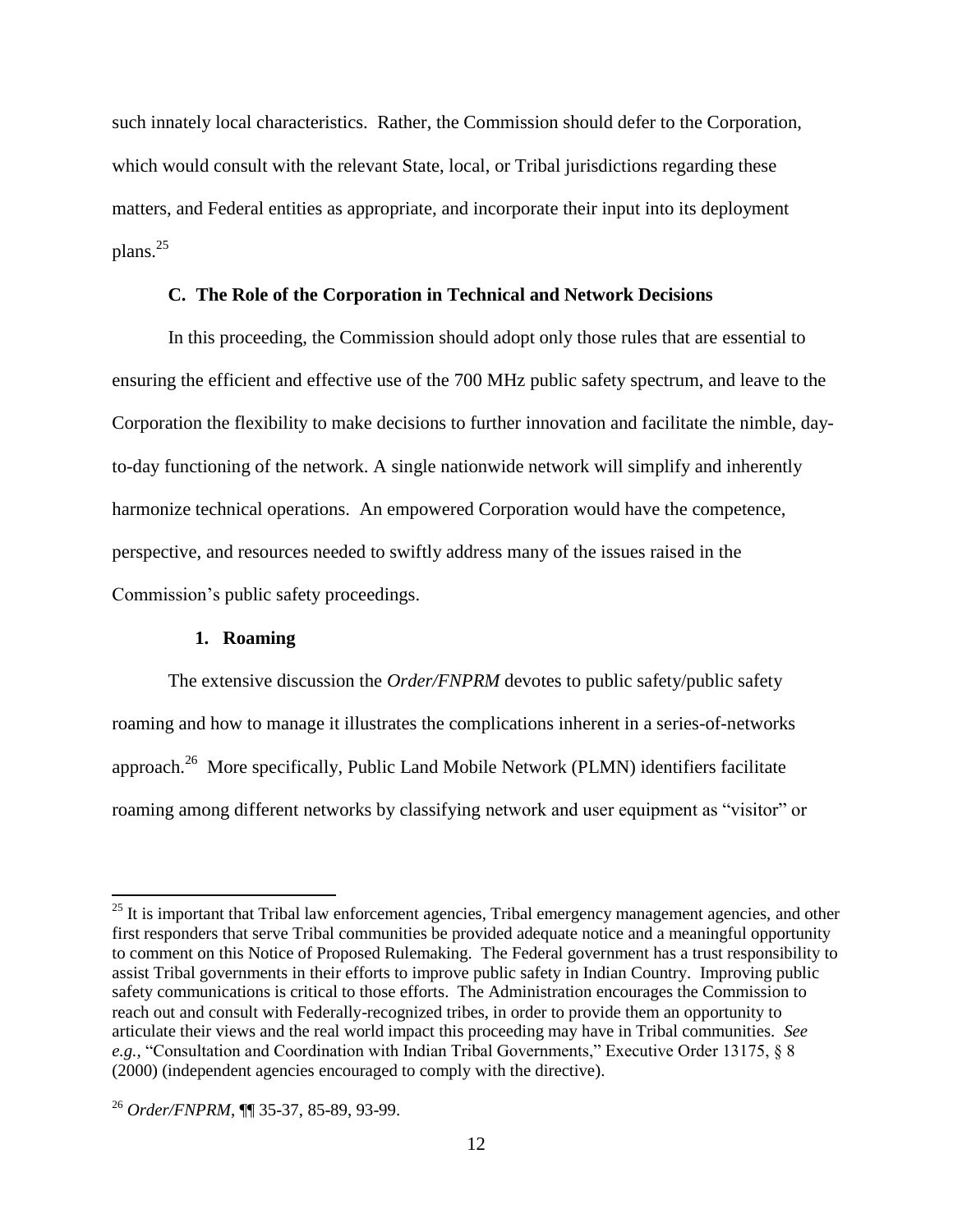such innately local characteristics. Rather, the Commission should defer to the Corporation, which would consult with the relevant State, local, or Tribal jurisdictions regarding these matters, and Federal entities as appropriate, and incorporate their input into its deployment plans.[25]

### C. The Role of the Corporation in Technical and Network Decisions

In this proceeding, the Commission should adopt only those rules that are essential to ensuring the efficient and effective use of the 700 MHz public safety spectrum, and leave to the Corporation the flexibility to make decisions to further innovation and facilitate the nimble, day-to-day functioning of the network. A single nationwide network will simplify and inherently harmonize technical operations. An empowered Corporation would have the competence, perspective, and resources needed to swiftly address many of the issues raised in the Commission's public safety proceedings.

#### 1. Roaming

The extensive discussion the *Order/FNPRM* devotes to public safety/public safety roaming and how to manage it illustrates the complications inherent in a series-of-networks approach.[26] More specifically, Public Land Mobile Network (PLMN) identifiers facilitate roaming among different networks by classifying network and user equipment as "visitor" or

---

[25] It is important that Tribal law enforcement agencies, Tribal emergency management agencies, and other first responders that serve Tribal communities be provided adequate notice and a meaningful opportunity to comment on this Notice of Proposed Rulemaking. The Federal government has a trust responsibility to assist Tribal governments in their efforts to improve public safety in Indian Country. Improving public safety communications is critical to those efforts. The Administration encourages the Commission to reach out and consult with Federally-recognized tribes, in order to provide them an opportunity to articulate their views and the real world impact this proceeding may have in Tribal communities. *See e.g.*, "Consultation and Coordination with Indian Tribal Governments," Executive Order 13175, § 8 (2000) (independent agencies encouraged to comply with the directive).

[26] *Order/FNPRM*, ¶¶ 35-37, 85-89, 93-99.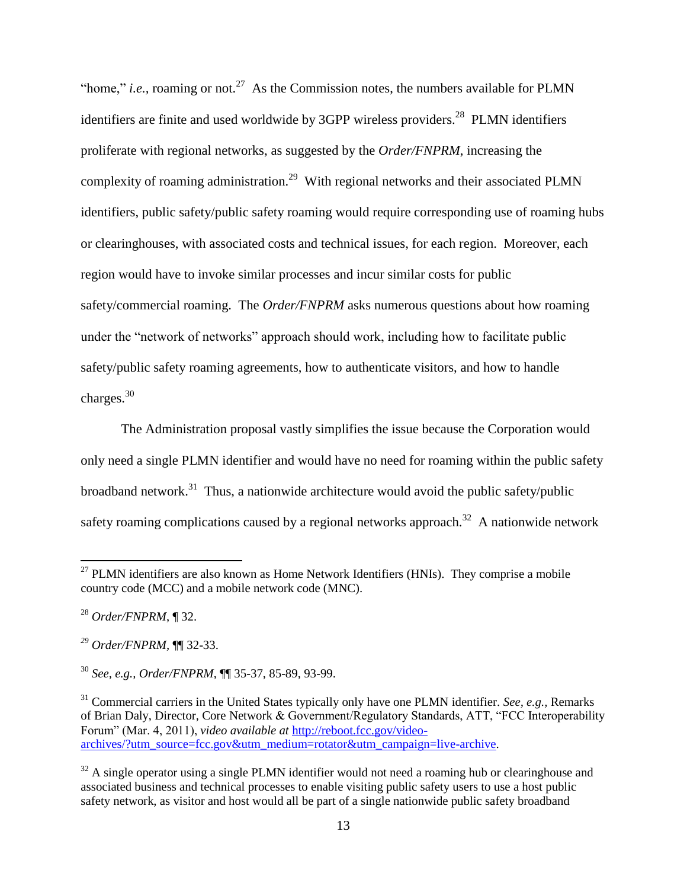"home," *i.e.*, roaming or not.[27] As the Commission notes, the numbers available for PLMN identifiers are finite and used worldwide by 3GPP wireless providers.[28] PLMN identifiers proliferate with regional networks, as suggested by the *Order/FNPRM*, increasing the complexity of roaming administration.[29] With regional networks and their associated PLMN identifiers, public safety/public safety roaming would require corresponding use of roaming hubs or clearinghouses, with associated costs and technical issues, for each region. Moreover, each region would have to invoke similar processes and incur similar costs for public safety/commercial roaming. The *Order/FNPRM* asks numerous questions about how roaming under the "network of networks" approach should work, including how to facilitate public safety/public safety roaming agreements, how to authenticate visitors, and how to handle charges.[30]

The Administration proposal vastly simplifies the issue because the Corporation would only need a single PLMN identifier and would have no need for roaming within the public safety broadband network.[31] Thus, a nationwide architecture would avoid the public safety/public safety roaming complications caused by a regional networks approach.[32] A nationwide network

---

[27] PLMN identifiers are also known as Home Network Identifiers (HNIs). They comprise a mobile country code (MCC) and a mobile network code (MNC).

[28] *Order/FNPRM*, ¶ 32.

[29] *Order/FNPRM*, ¶¶ 32-33.

[30] *See, e.g., Order/FNPRM*, ¶¶ 35-37, 85-89, 93-99.

[31] Commercial carriers in the United States typically only have one PLMN identifier. *See, e.g.*, Remarks of Brian Daly, Director, Core Network & Government/Regulatory Standards, ATT, "FCC Interoperability Forum" (Mar. 4, 2011), *video available at* [http://reboot.fcc.gov/video-archives/?utm_source=fcc.gov&utm_medium=rotator&utm_campaign=live-archive](http://reboot.fcc.gov/video-archives/?utm_source=fcc.gov&utm_medium=rotator&utm_campaign=live-archive).

[32] A single operator using a single PLMN identifier would not need a roaming hub or clearinghouse and associated business and technical processes to enable visiting public safety users to use a host public safety network, as visitor and host would all be part of a single nationwide public safety broadband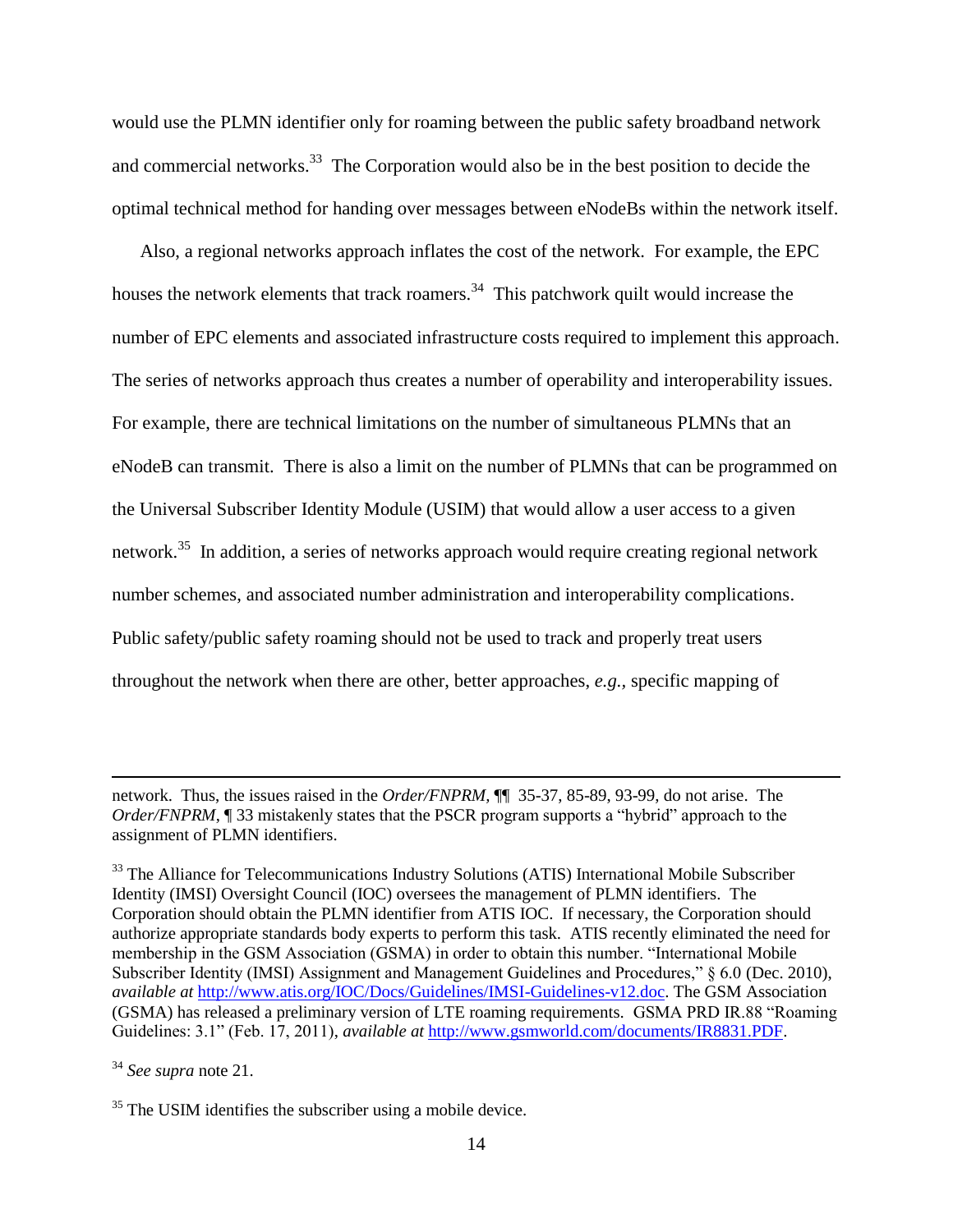would use the PLMN identifier only for roaming between the public safety broadband network and commercial networks.[33] The Corporation would also be in the best position to decide the optimal technical method for handing over messages between eNodeBs within the network itself.

Also, a regional networks approach inflates the cost of the network. For example, the EPC houses the network elements that track roamers.[34] This patchwork quilt would increase the number of EPC elements and associated infrastructure costs required to implement this approach. The series of networks approach thus creates a number of operability and interoperability issues. For example, there are technical limitations on the number of simultaneous PLMNs that an eNodeB can transmit. There is also a limit on the number of PLMNs that can be programmed on the Universal Subscriber Identity Module (USIM) that would allow a user access to a given network.[35] In addition, a series of networks approach would require creating regional network number schemes, and associated number administration and interoperability complications. Public safety/public safety roaming should not be used to track and properly treat users throughout the network when there are other, better approaches, *e.g.*, specific mapping of

---

network. Thus, the issues raised in the *Order/FNPRM*, ¶¶ 35-37, 85-89, 93-99, do not arise. The *Order/FNPRM*, ¶ 33 mistakenly states that the PSCR program supports a "hybrid" approach to the assignment of PLMN identifiers.

[33] The Alliance for Telecommunications Industry Solutions (ATIS) International Mobile Subscriber Identity (IMSI) Oversight Council (IOC) oversees the management of PLMN identifiers. The Corporation should obtain the PLMN identifier from ATIS IOC. If necessary, the Corporation should authorize appropriate standards body experts to perform this task. ATIS recently eliminated the need for membership in the GSM Association (GSMA) in order to obtain this number. "International Mobile Subscriber Identity (IMSI) Assignment and Management Guidelines and Procedures," § 6.0 (Dec. 2010), *available at* http://www.atis.org/IOC/Docs/Guidelines/IMSI-Guidelines-v12.doc. The GSM Association (GSMA) has released a preliminary version of LTE roaming requirements. GSMA PRD IR.88 "Roaming Guidelines: 3.1" (Feb. 17, 2011), *available at* http://www.gsmworld.com/documents/IR8831.PDF.

[34] *See supra* note 21.

[35] The USIM identifies the subscriber using a mobile device.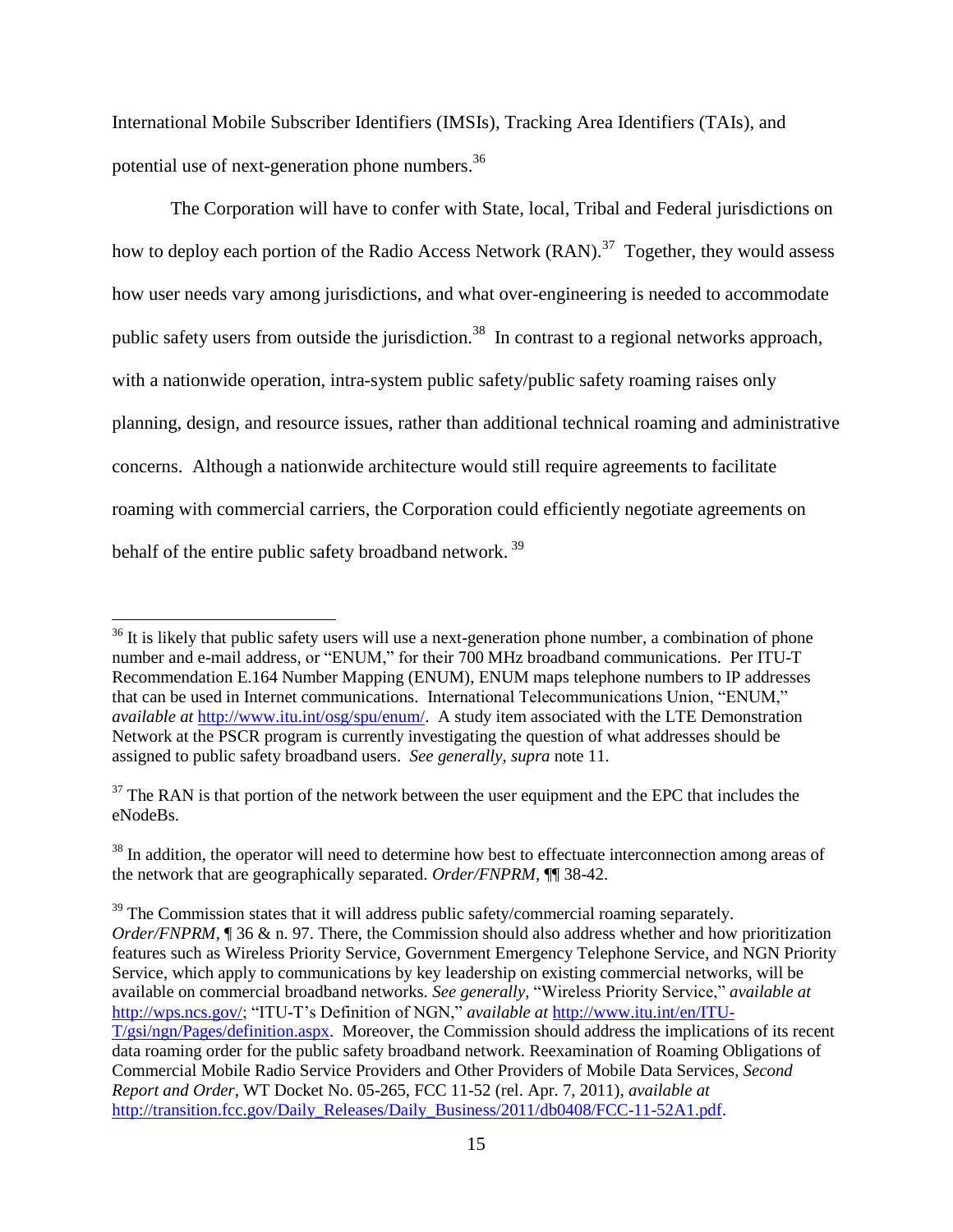International Mobile Subscriber Identifiers (IMSIs), Tracking Area Identifiers (TAIs), and potential use of next-generation phone numbers.[36]

The Corporation will have to confer with State, local, Tribal and Federal jurisdictions on how to deploy each portion of the Radio Access Network (RAN).[37] Together, they would assess how user needs vary among jurisdictions, and what over-engineering is needed to accommodate public safety users from outside the jurisdiction.[38] In contrast to a regional networks approach, with a nationwide operation, intra-system public safety/public safety roaming raises only planning, design, and resource issues, rather than additional technical roaming and administrative concerns. Although a nationwide architecture would still require agreements to facilitate roaming with commercial carriers, the Corporation could efficiently negotiate agreements on behalf of the entire public safety broadband network.[39]

---

[36] It is likely that public safety users will use a next-generation phone number, a combination of phone number and e-mail address, or "ENUM," for their 700 MHz broadband communications. Per ITU-T Recommendation E.164 Number Mapping (ENUM), ENUM maps telephone numbers to IP addresses that can be used in Internet communications. International Telecommunications Union, "ENUM," *available at* http://www.itu.int/osg/spu/enum/. A study item associated with the LTE Demonstration Network at the PSCR program is currently investigating the question of what addresses should be assigned to public safety broadband users. *See generally*, *supra* note 11.

[37] The RAN is that portion of the network between the user equipment and the EPC that includes the eNodeBs.

[38] In addition, the operator will need to determine how best to effectuate interconnection among areas of the network that are geographically separated. *Order/FNPRM*, ¶¶ 38-42.

[39] The Commission states that it will address public safety/commercial roaming separately. *Order/FNPRM*, ¶ 36 & n. 97. There, the Commission should also address whether and how prioritization features such as Wireless Priority Service, Government Emergency Telephone Service, and NGN Priority Service, which apply to communications by key leadership on existing commercial networks, will be available on commercial broadband networks. *See generally*, "Wireless Priority Service," *available at* http://wps.ncs.gov/; "ITU-T's Definition of NGN," *available at* http://www.itu.int/en/ITU-T/gsi/ngn/Pages/definition.aspx. Moreover, the Commission should address the implications of its recent data roaming order for the public safety broadband network. Reexamination of Roaming Obligations of Commercial Mobile Radio Service Providers and Other Providers of Mobile Data Services, *Second Report and Order*, WT Docket No. 05-265, FCC 11-52 (rel. Apr. 7, 2011), *available at* http://transition.fcc.gov/Daily_Releases/Daily_Business/2011/db0408/FCC-11-52A1.pdf.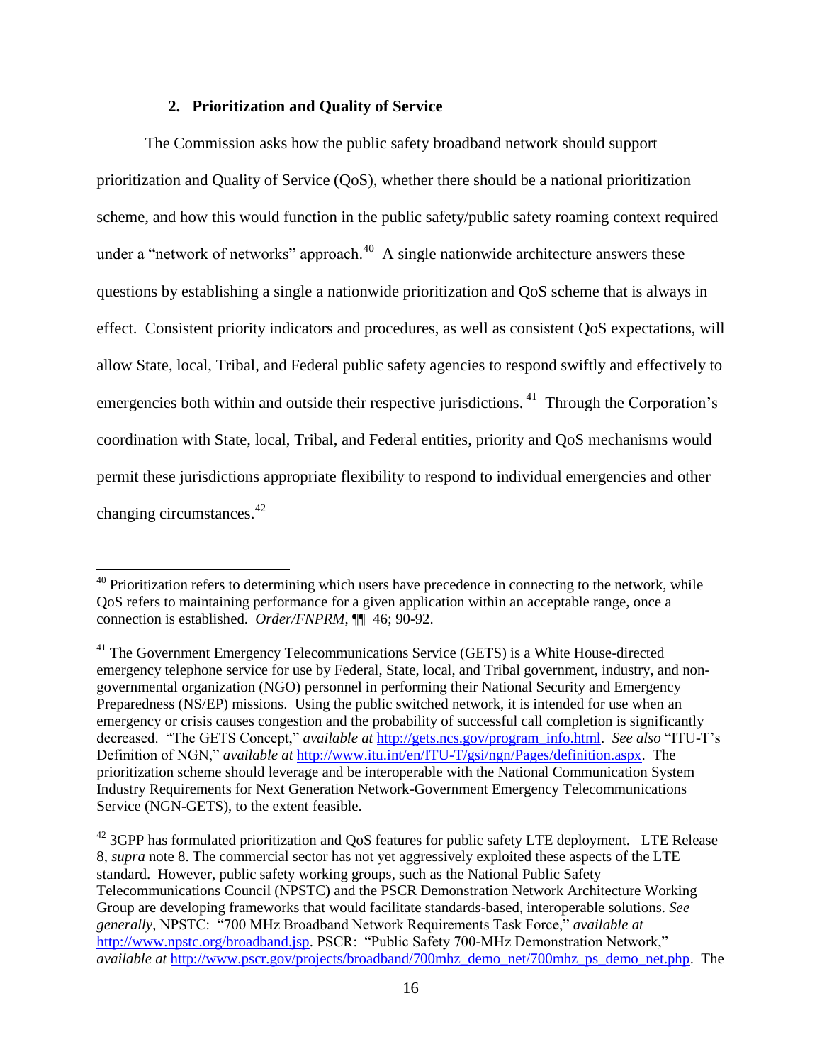### 2. Prioritization and Quality of Service

The Commission asks how the public safety broadband network should support prioritization and Quality of Service (QoS), whether there should be a national prioritization scheme, and how this would function in the public safety/public safety roaming context required under a "network of networks" approach.[40] A single nationwide architecture answers these questions by establishing a single a nationwide prioritization and QoS scheme that is always in effect. Consistent priority indicators and procedures, as well as consistent QoS expectations, will allow State, local, Tribal, and Federal public safety agencies to respond swiftly and effectively to emergencies both within and outside their respective jurisdictions.[41] Through the Corporation's coordination with State, local, Tribal, and Federal entities, priority and QoS mechanisms would permit these jurisdictions appropriate flexibility to respond to individual emergencies and other changing circumstances.[42]

---

[40] Prioritization refers to determining which users have precedence in connecting to the network, while QoS refers to maintaining performance for a given application within an acceptable range, once a connection is established. *Order/FNPRM*, ¶¶ 46; 90-92.

[41] The Government Emergency Telecommunications Service (GETS) is a White House-directed emergency telephone service for use by Federal, State, local, and Tribal government, industry, and non-governmental organization (NGO) personnel in performing their National Security and Emergency Preparedness (NS/EP) missions. Using the public switched network, it is intended for use when an emergency or crisis causes congestion and the probability of successful call completion is significantly decreased. "The GETS Concept," *available at* http://gets.ncs.gov/program_info.html. *See also* "ITU-T's Definition of NGN," *available at* http://www.itu.int/en/ITU-T/gsi/ngn/Pages/definition.aspx. The prioritization scheme should leverage and be interoperable with the National Communication System Industry Requirements for Next Generation Network-Government Emergency Telecommunications Service (NGN-GETS), to the extent feasible.

[42] 3GPP has formulated prioritization and QoS features for public safety LTE deployment. LTE Release 8, *supra* note 8. The commercial sector has not yet aggressively exploited these aspects of the LTE standard. However, public safety working groups, such as the National Public Safety Telecommunications Council (NPSTC) and the PSCR Demonstration Network Architecture Working Group are developing frameworks that would facilitate standards-based, interoperable solutions. *See generally*, NPSTC: "700 MHz Broadband Network Requirements Task Force," *available at* http://www.npstc.org/broadband.jsp. PSCR: "Public Safety 700-MHz Demonstration Network," *available at* http://www.pscr.gov/projects/broadband/700mhz_demo_net/700mhz_ps_demo_net.php. The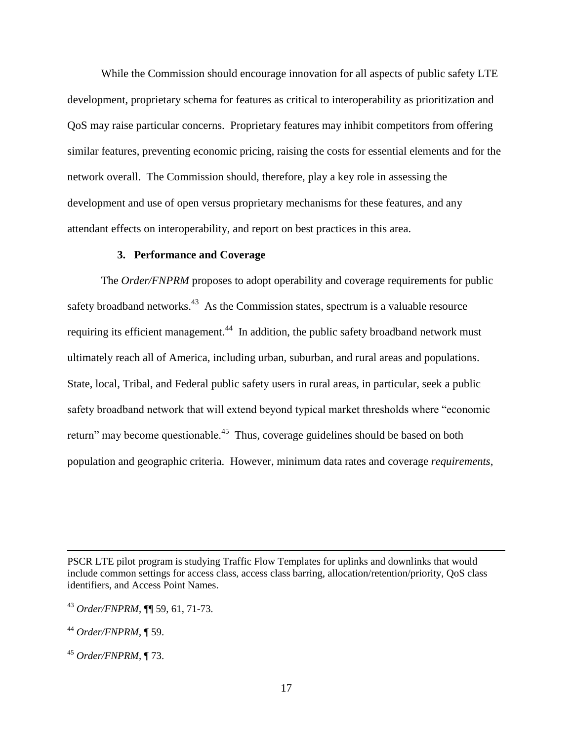While the Commission should encourage innovation for all aspects of public safety LTE development, proprietary schema for features as critical to interoperability as prioritization and QoS may raise particular concerns. Proprietary features may inhibit competitors from offering similar features, preventing economic pricing, raising the costs for essential elements and for the network overall. The Commission should, therefore, play a key role in assessing the development and use of open versus proprietary mechanisms for these features, and any attendant effects on interoperability, and report on best practices in this area.

### 3. Performance and Coverage

The *Order/FNPRM* proposes to adopt operability and coverage requirements for public safety broadband networks.[43] As the Commission states, spectrum is a valuable resource requiring its efficient management.[44] In addition, the public safety broadband network must ultimately reach all of America, including urban, suburban, and rural areas and populations. State, local, Tribal, and Federal public safety users in rural areas, in particular, seek a public safety broadband network that will extend beyond typical market thresholds where "economic return" may become questionable.[45] Thus, coverage guidelines should be based on both population and geographic criteria. However, minimum data rates and coverage *requirements*,

---

PSCR LTE pilot program is studying Traffic Flow Templates for uplinks and downlinks that would include common settings for access class, access class barring, allocation/retention/priority, QoS class identifiers, and Access Point Names.

[43] *Order/FNPRM*, ¶¶ 59, 61, 71-73.

[44] *Order/FNPRM*, ¶ 59.

[45] *Order/FNPRM*, ¶ 73.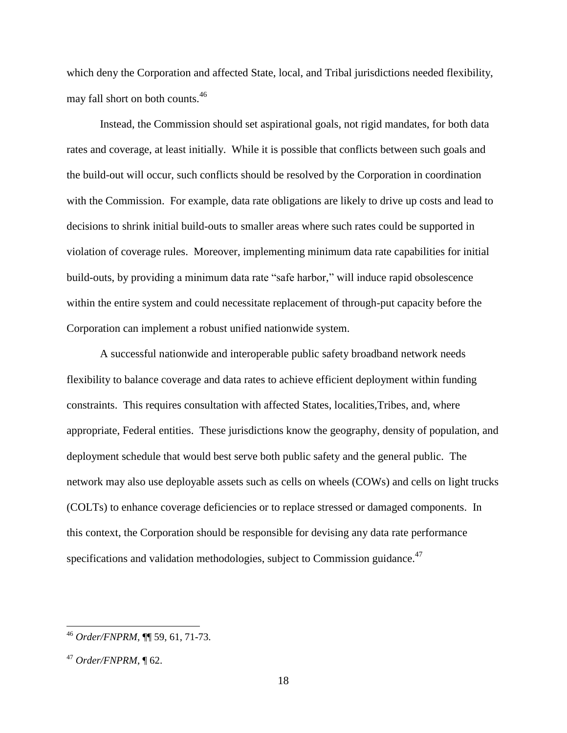which deny the Corporation and affected State, local, and Tribal jurisdictions needed flexibility, may fall short on both counts.[46]

Instead, the Commission should set aspirational goals, not rigid mandates, for both data rates and coverage, at least initially. While it is possible that conflicts between such goals and the build-out will occur, such conflicts should be resolved by the Corporation in coordination with the Commission. For example, data rate obligations are likely to drive up costs and lead to decisions to shrink initial build-outs to smaller areas where such rates could be supported in violation of coverage rules. Moreover, implementing minimum data rate capabilities for initial build-outs, by providing a minimum data rate "safe harbor," will induce rapid obsolescence within the entire system and could necessitate replacement of through-put capacity before the Corporation can implement a robust unified nationwide system.

A successful nationwide and interoperable public safety broadband network needs flexibility to balance coverage and data rates to achieve efficient deployment within funding constraints. This requires consultation with affected States, localities,Tribes, and, where appropriate, Federal entities. These jurisdictions know the geography, density of population, and deployment schedule that would best serve both public safety and the general public. The network may also use deployable assets such as cells on wheels (COWs) and cells on light trucks (COLTs) to enhance coverage deficiencies or to replace stressed or damaged components. In this context, the Corporation should be responsible for devising any data rate performance specifications and validation methodologies, subject to Commission guidance.[47]

---

[46] *Order/FNPRM*, ¶¶ 59, 61, 71-73.

[47] *Order/FNPRM*, ¶ 62.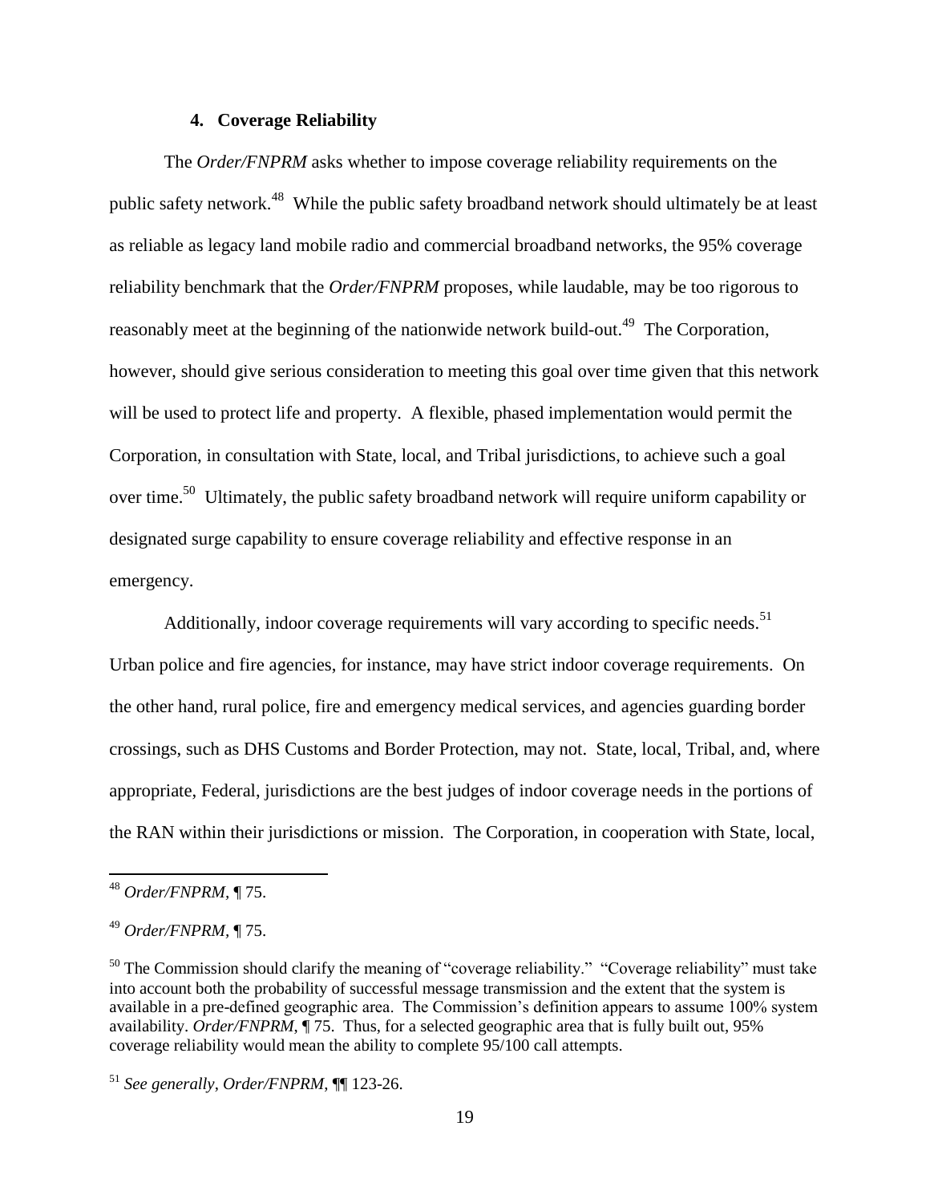### 4. Coverage Reliability

The *Order/FNPRM* asks whether to impose coverage reliability requirements on the public safety network.[48] While the public safety broadband network should ultimately be at least as reliable as legacy land mobile radio and commercial broadband networks, the 95% coverage reliability benchmark that the *Order/FNPRM* proposes, while laudable, may be too rigorous to reasonably meet at the beginning of the nationwide network build-out.[49] The Corporation, however, should give serious consideration to meeting this goal over time given that this network will be used to protect life and property. A flexible, phased implementation would permit the Corporation, in consultation with State, local, and Tribal jurisdictions, to achieve such a goal over time.[50] Ultimately, the public safety broadband network will require uniform capability or designated surge capability to ensure coverage reliability and effective response in an emergency.

Additionally, indoor coverage requirements will vary according to specific needs.[51] Urban police and fire agencies, for instance, may have strict indoor coverage requirements. On the other hand, rural police, fire and emergency medical services, and agencies guarding border crossings, such as DHS Customs and Border Protection, may not. State, local, Tribal, and, where appropriate, Federal, jurisdictions are the best judges of indoor coverage needs in the portions of the RAN within their jurisdictions or mission. The Corporation, in cooperation with State, local,

---

[48] *Order/FNPRM*, ¶ 75.

[49] *Order/FNPRM*, ¶ 75.

[50] The Commission should clarify the meaning of "coverage reliability." "Coverage reliability" must take into account both the probability of successful message transmission and the extent that the system is available in a pre-defined geographic area. The Commission's definition appears to assume 100% system availability. *Order/FNPRM*, ¶ 75. Thus, for a selected geographic area that is fully built out, 95% coverage reliability would mean the ability to complete 95/100 call attempts.

[51] *See generally*, *Order/FNPRM*, ¶¶ 123-26.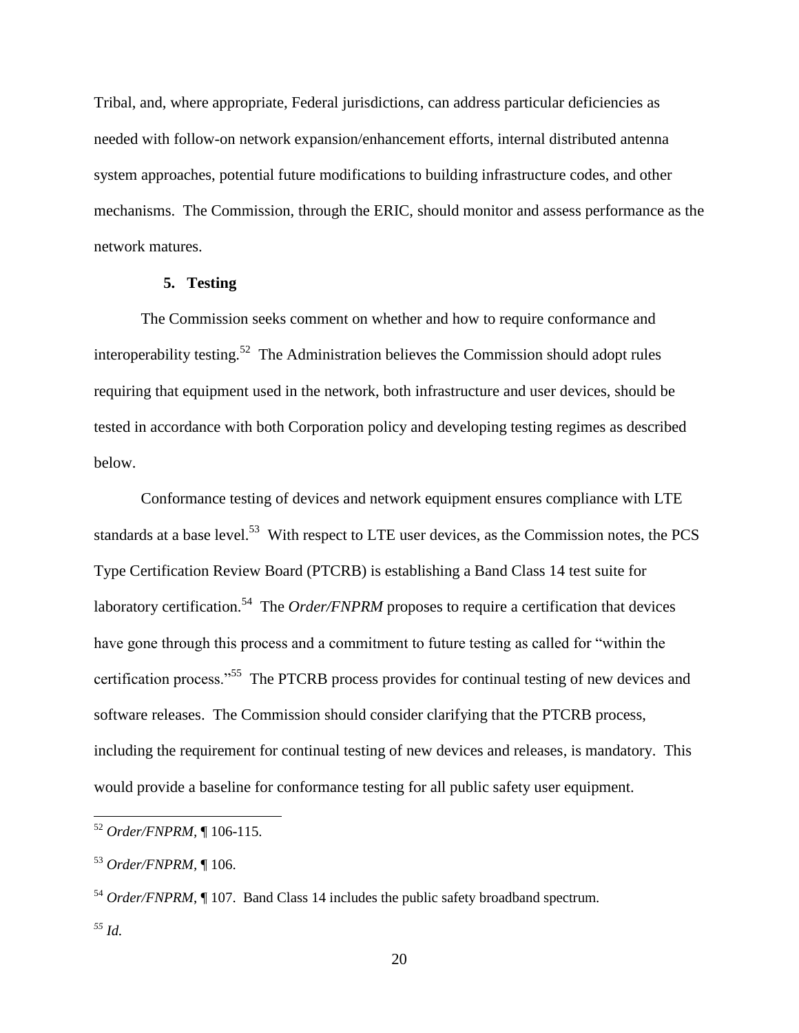Tribal, and, where appropriate, Federal jurisdictions, can address particular deficiencies as needed with follow-on network expansion/enhancement efforts, internal distributed antenna system approaches, potential future modifications to building infrastructure codes, and other mechanisms. The Commission, through the ERIC, should monitor and assess performance as the network matures.

### 5. Testing

The Commission seeks comment on whether and how to require conformance and interoperability testing.[52] The Administration believes the Commission should adopt rules requiring that equipment used in the network, both infrastructure and user devices, should be tested in accordance with both Corporation policy and developing testing regimes as described below.

Conformance testing of devices and network equipment ensures compliance with LTE standards at a base level.[53] With respect to LTE user devices, as the Commission notes, the PCS Type Certification Review Board (PTCRB) is establishing a Band Class 14 test suite for laboratory certification.[54] The *Order/FNPRM* proposes to require a certification that devices have gone through this process and a commitment to future testing as called for "within the certification process."[55] The PTCRB process provides for continual testing of new devices and software releases. The Commission should consider clarifying that the PTCRB process, including the requirement for continual testing of new devices and releases, is mandatory. This would provide a baseline for conformance testing for all public safety user equipment.

---

[52] *Order/FNPRM*, ¶ 106-115.

[53] *Order/FNPRM*, ¶ 106.

[54] *Order/FNPRM*, ¶ 107. Band Class 14 includes the public safety broadband spectrum.

[55] *Id.*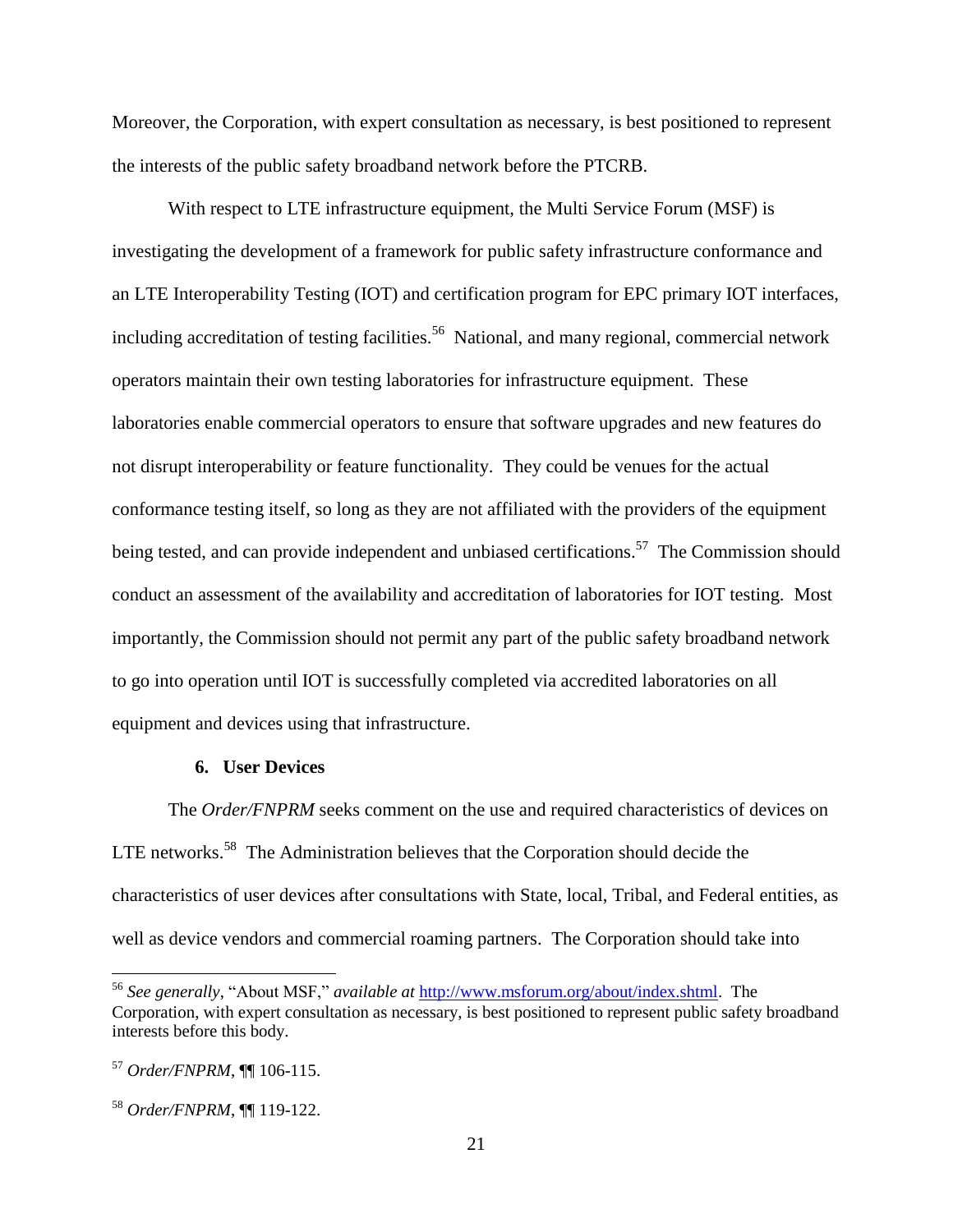Moreover, the Corporation, with expert consultation as necessary, is best positioned to represent the interests of the public safety broadband network before the PTCRB.

With respect to LTE infrastructure equipment, the Multi Service Forum (MSF) is investigating the development of a framework for public safety infrastructure conformance and an LTE Interoperability Testing (IOT) and certification program for EPC primary IOT interfaces, including accreditation of testing facilities.[56] National, and many regional, commercial network operators maintain their own testing laboratories for infrastructure equipment. These laboratories enable commercial operators to ensure that software upgrades and new features do not disrupt interoperability or feature functionality. They could be venues for the actual conformance testing itself, so long as they are not affiliated with the providers of the equipment being tested, and can provide independent and unbiased certifications.[57] The Commission should conduct an assessment of the availability and accreditation of laboratories for IOT testing. Most importantly, the Commission should not permit any part of the public safety broadband network to go into operation until IOT is successfully completed via accredited laboratories on all equipment and devices using that infrastructure.

### 6. User Devices

The *Order/FNPRM* seeks comment on the use and required characteristics of devices on LTE networks.[58] The Administration believes that the Corporation should decide the characteristics of user devices after consultations with State, local, Tribal, and Federal entities, as well as device vendors and commercial roaming partners. The Corporation should take into

---

[56] *See generally*, "About MSF," *available at* http://www.msforum.org/about/index.shtml. The Corporation, with expert consultation as necessary, is best positioned to represent public safety broadband interests before this body.

[57] *Order/FNPRM*, ¶¶ 106-115.

[58] *Order/FNPRM*, ¶¶ 119-122.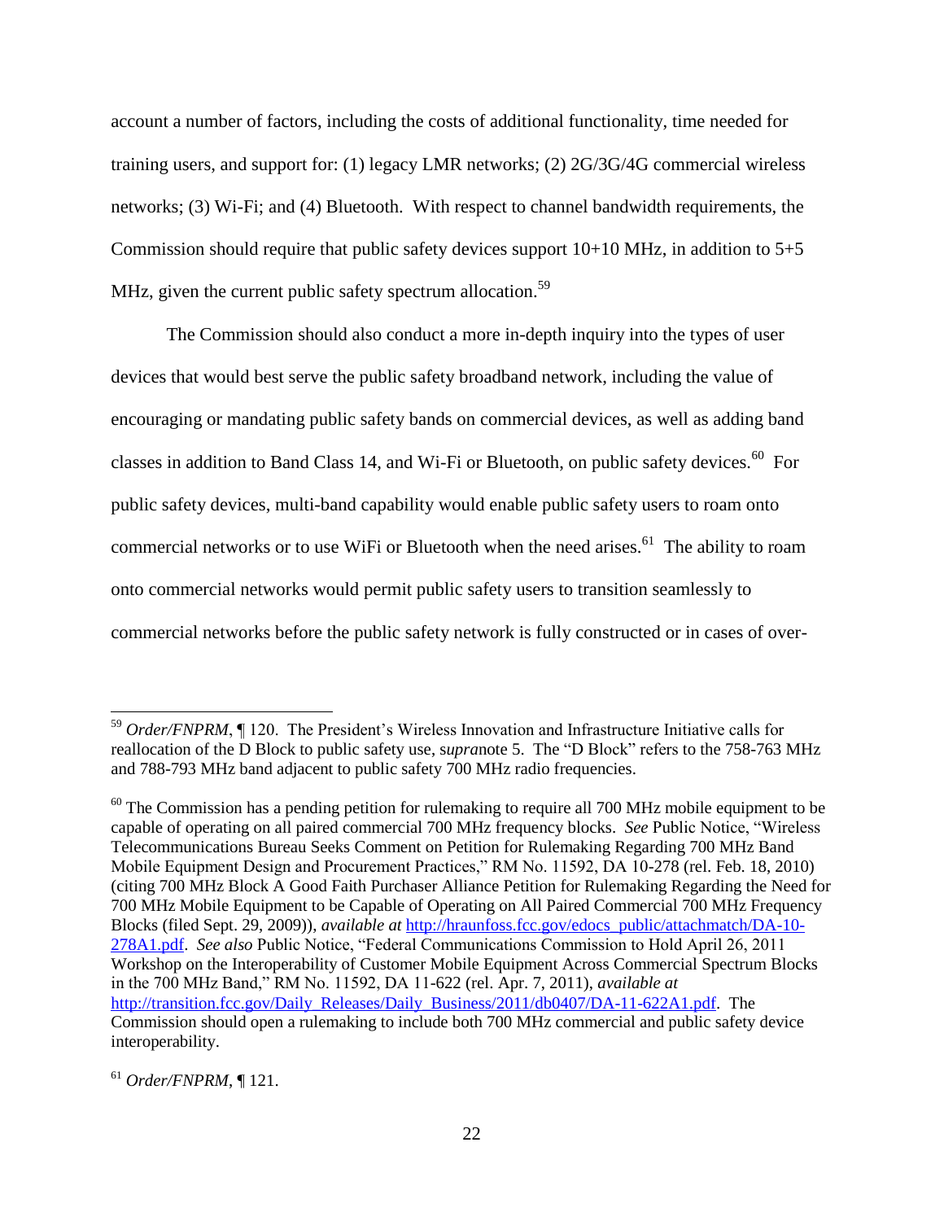account a number of factors, including the costs of additional functionality, time needed for training users, and support for: (1) legacy LMR networks; (2) 2G/3G/4G commercial wireless networks; (3) Wi-Fi; and (4) Bluetooth. With respect to channel bandwidth requirements, the Commission should require that public safety devices support 10+10 MHz, in addition to 5+5 MHz, given the current public safety spectrum allocation.[59]

The Commission should also conduct a more in-depth inquiry into the types of user devices that would best serve the public safety broadband network, including the value of encouraging or mandating public safety bands on commercial devices, as well as adding band classes in addition to Band Class 14, and Wi-Fi or Bluetooth, on public safety devices.[60] For public safety devices, multi-band capability would enable public safety users to roam onto commercial networks or to use WiFi or Bluetooth when the need arises.[61] The ability to roam onto commercial networks would permit public safety users to transition seamlessly to commercial networks before the public safety network is fully constructed or in cases of over-

---

[59] *Order/FNPRM*, ¶ 120. The President's Wireless Innovation and Infrastructure Initiative calls for reallocation of the D Block to public safety use, s*upra*note 5. The "D Block" refers to the 758-763 MHz and 788-793 MHz band adjacent to public safety 700 MHz radio frequencies.

[60] The Commission has a pending petition for rulemaking to require all 700 MHz mobile equipment to be capable of operating on all paired commercial 700 MHz frequency blocks. *See* Public Notice, "Wireless Telecommunications Bureau Seeks Comment on Petition for Rulemaking Regarding 700 MHz Band Mobile Equipment Design and Procurement Practices," RM No. 11592, DA 10-278 (rel. Feb. 18, 2010) (citing 700 MHz Block A Good Faith Purchaser Alliance Petition for Rulemaking Regarding the Need for 700 MHz Mobile Equipment to be Capable of Operating on All Paired Commercial 700 MHz Frequency Blocks (filed Sept. 29, 2009)), *available at* http://hraunfoss.fcc.gov/edocs_public/attachmatch/DA-10-278A1.pdf. *See also* Public Notice, "Federal Communications Commission to Hold April 26, 2011 Workshop on the Interoperability of Customer Mobile Equipment Across Commercial Spectrum Blocks in the 700 MHz Band," RM No. 11592, DA 11-622 (rel. Apr. 7, 2011), *available at* http://transition.fcc.gov/Daily_Releases/Daily_Business/2011/db0407/DA-11-622A1.pdf. The Commission should open a rulemaking to include both 700 MHz commercial and public safety device interoperability.

[61] *Order/FNPRM*, ¶ 121.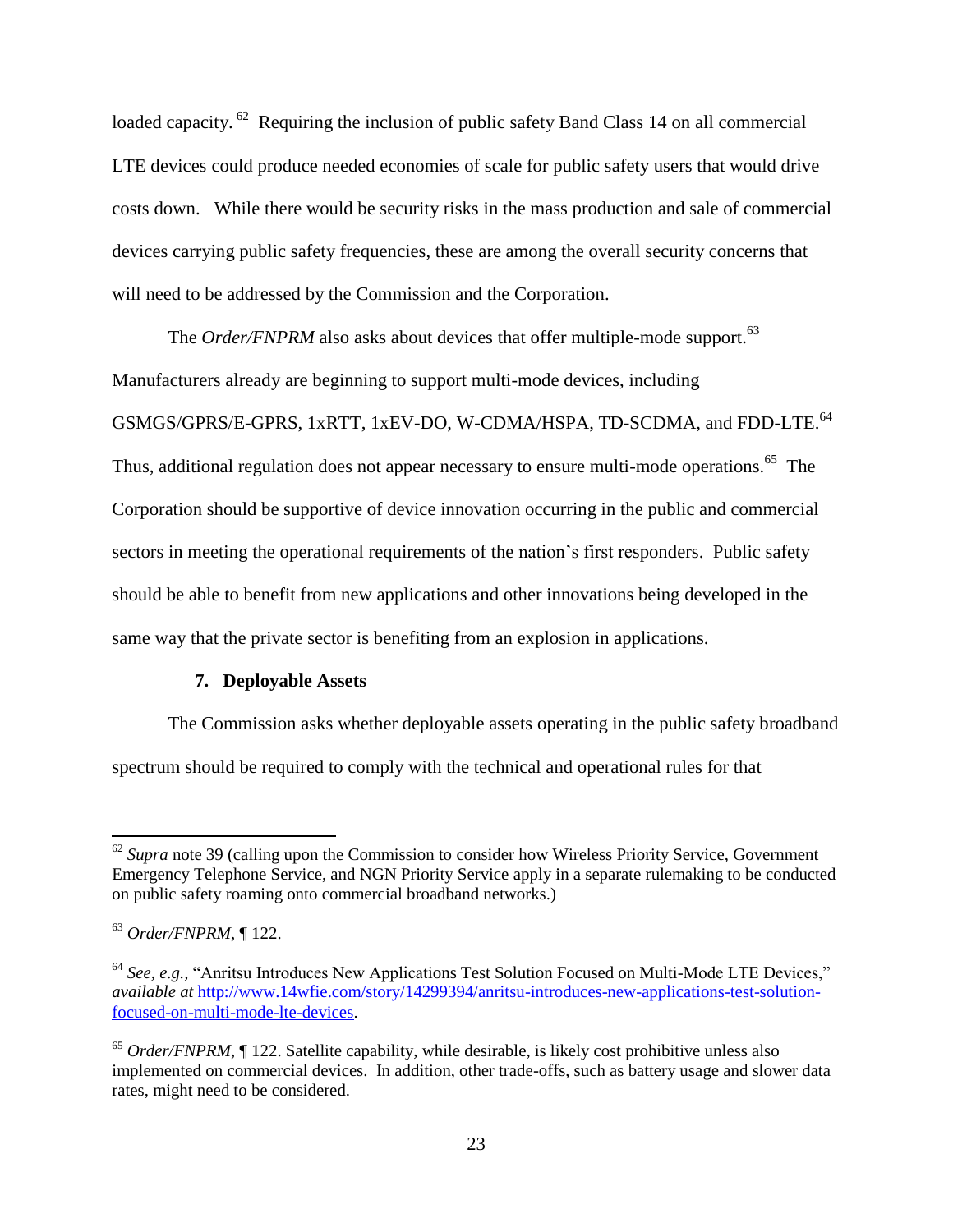loaded capacity.[62] Requiring the inclusion of public safety Band Class 14 on all commercial LTE devices could produce needed economies of scale for public safety users that would drive costs down. While there would be security risks in the mass production and sale of commercial devices carrying public safety frequencies, these are among the overall security concerns that will need to be addressed by the Commission and the Corporation.

The *Order/FNPRM* also asks about devices that offer multiple-mode support.[63] Manufacturers already are beginning to support multi-mode devices, including GSMGS/GPRS/E-GPRS, 1xRTT, 1xEV-DO, W-CDMA/HSPA, TD-SCDMA, and FDD-LTE.[64] Thus, additional regulation does not appear necessary to ensure multi-mode operations.[65] The Corporation should be supportive of device innovation occurring in the public and commercial sectors in meeting the operational requirements of the nation's first responders. Public safety should be able to benefit from new applications and other innovations being developed in the same way that the private sector is benefiting from an explosion in applications.

### 7. Deployable Assets

The Commission asks whether deployable assets operating in the public safety broadband spectrum should be required to comply with the technical and operational rules for that

---

[62] *Supra* note 39 (calling upon the Commission to consider how Wireless Priority Service, Government Emergency Telephone Service, and NGN Priority Service apply in a separate rulemaking to be conducted on public safety roaming onto commercial broadband networks.)

[63] *Order/FNPRM*, ¶ 122.

[64] *See, e.g.*, "Anritsu Introduces New Applications Test Solution Focused on Multi-Mode LTE Devices," *available at* http://www.14wfie.com/story/14299394/anritsu-introduces-new-applications-test-solution-focused-on-multi-mode-lte-devices.

[65] *Order/FNPRM*, ¶ 122. Satellite capability, while desirable, is likely cost prohibitive unless also implemented on commercial devices. In addition, other trade-offs, such as battery usage and slower data rates, might need to be considered.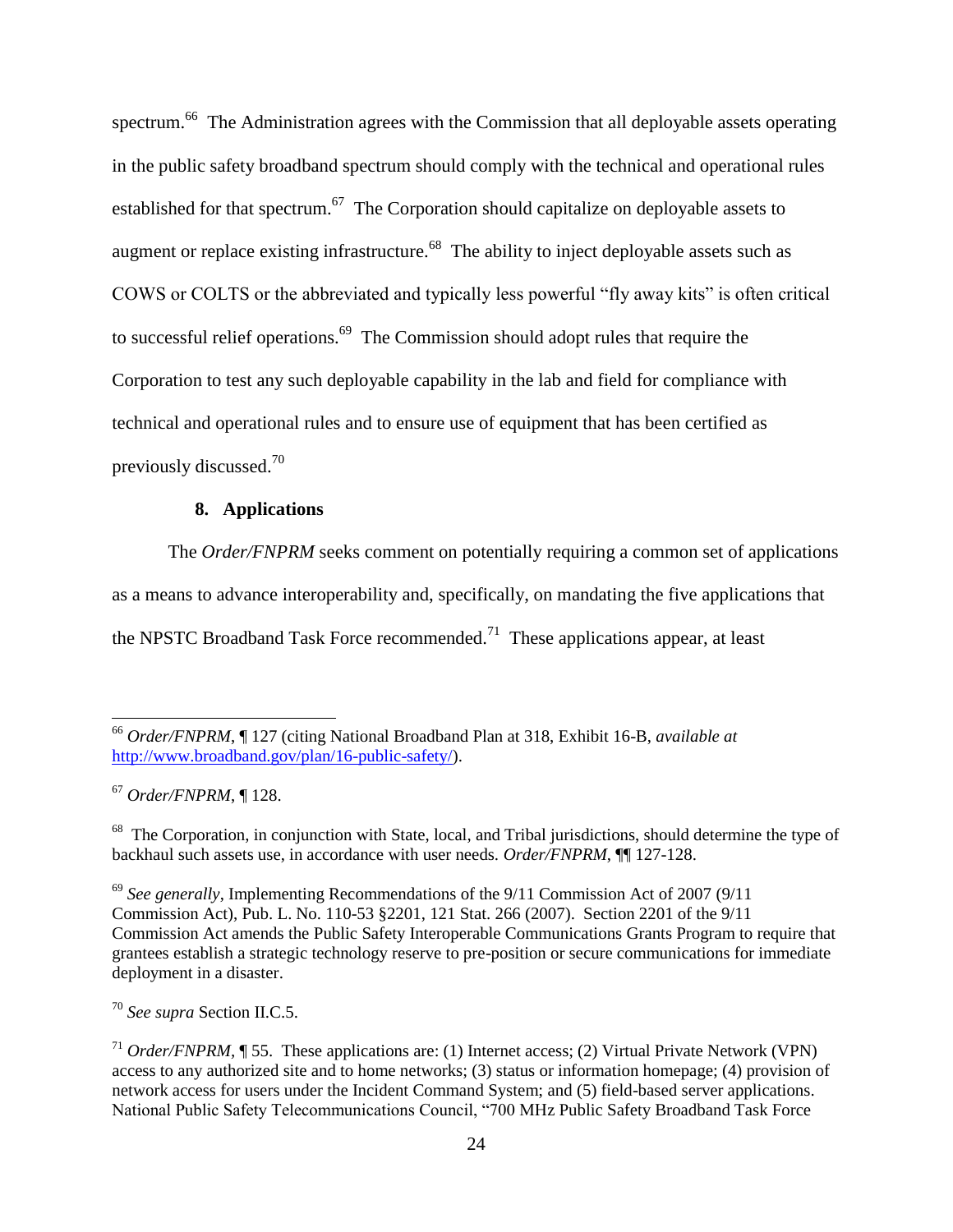spectrum.[66] The Administration agrees with the Commission that all deployable assets operating in the public safety broadband spectrum should comply with the technical and operational rules established for that spectrum.[67] The Corporation should capitalize on deployable assets to augment or replace existing infrastructure.[68] The ability to inject deployable assets such as COWS or COLTS or the abbreviated and typically less powerful "fly away kits" is often critical to successful relief operations.[69] The Commission should adopt rules that require the Corporation to test any such deployable capability in the lab and field for compliance with technical and operational rules and to ensure use of equipment that has been certified as previously discussed.[70]

### 8. Applications

The *Order/FNPRM* seeks comment on potentially requiring a common set of applications as a means to advance interoperability and, specifically, on mandating the five applications that the NPSTC Broadband Task Force recommended.[71] These applications appear, at least

---

[66] *Order/FNPRM*, ¶ 127 (citing National Broadband Plan at 318, Exhibit 16-B, *available at* http://www.broadband.gov/plan/16-public-safety/).

[67] *Order/FNPRM*, ¶ 128.

[68] The Corporation, in conjunction with State, local, and Tribal jurisdictions, should determine the type of backhaul such assets use, in accordance with user needs. *Order/FNPRM*, ¶¶ 127-128.

[69] *See generally*, Implementing Recommendations of the 9/11 Commission Act of 2007 (9/11 Commission Act), Pub. L. No. 110-53 §2201, 121 Stat. 266 (2007). Section 2201 of the 9/11 Commission Act amends the Public Safety Interoperable Communications Grants Program to require that grantees establish a strategic technology reserve to pre-position or secure communications for immediate deployment in a disaster.

[70] *See supra* Section II.C.5.

[71] *Order/FNPRM*, ¶ 55. These applications are: (1) Internet access; (2) Virtual Private Network (VPN) access to any authorized site and to home networks; (3) status or information homepage; (4) provision of network access for users under the Incident Command System; and (5) field-based server applications. National Public Safety Telecommunications Council, "700 MHz Public Safety Broadband Task Force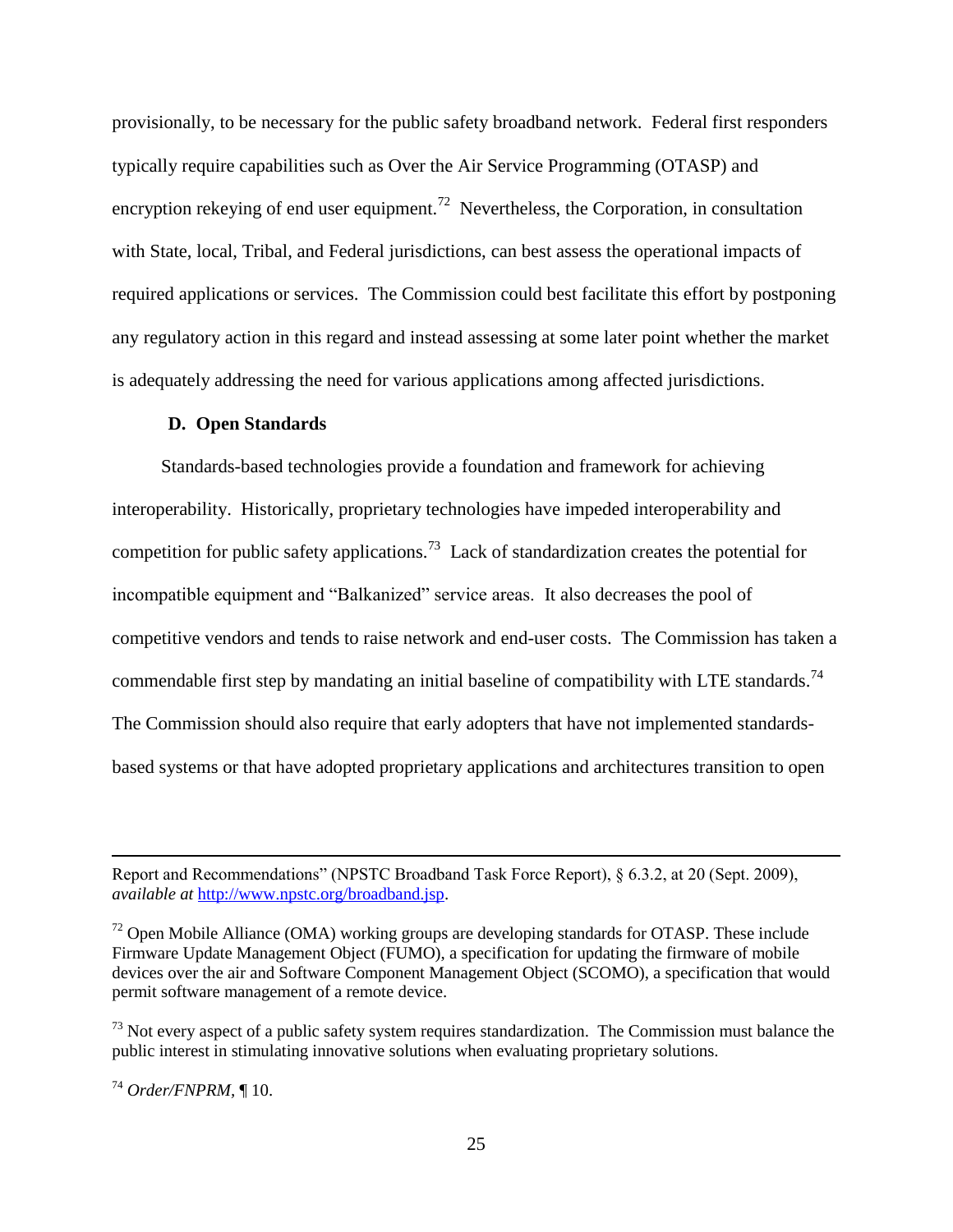provisionally, to be necessary for the public safety broadband network. Federal first responders typically require capabilities such as Over the Air Service Programming (OTASP) and encryption rekeying of end user equipment.[72] Nevertheless, the Corporation, in consultation with State, local, Tribal, and Federal jurisdictions, can best assess the operational impacts of required applications or services. The Commission could best facilitate this effort by postponing any regulatory action in this regard and instead assessing at some later point whether the market is adequately addressing the need for various applications among affected jurisdictions.

### D. Open Standards

Standards-based technologies provide a foundation and framework for achieving interoperability. Historically, proprietary technologies have impeded interoperability and competition for public safety applications.[73] Lack of standardization creates the potential for incompatible equipment and "Balkanized" service areas. It also decreases the pool of competitive vendors and tends to raise network and end-user costs. The Commission has taken a commendable first step by mandating an initial baseline of compatibility with LTE standards.[74] The Commission should also require that early adopters that have not implemented standards-based systems or that have adopted proprietary applications and architectures transition to open

---

Report and Recommendations" (NPSTC Broadband Task Force Report), § 6.3.2, at 20 (Sept. 2009), *available at* http://www.npstc.org/broadband.jsp.

[72] Open Mobile Alliance (OMA) working groups are developing standards for OTASP. These include Firmware Update Management Object (FUMO), a specification for updating the firmware of mobile devices over the air and Software Component Management Object (SCOMO), a specification that would permit software management of a remote device.

[73] Not every aspect of a public safety system requires standardization. The Commission must balance the public interest in stimulating innovative solutions when evaluating proprietary solutions.

[74] *Order/FNPRM*, ¶ 10.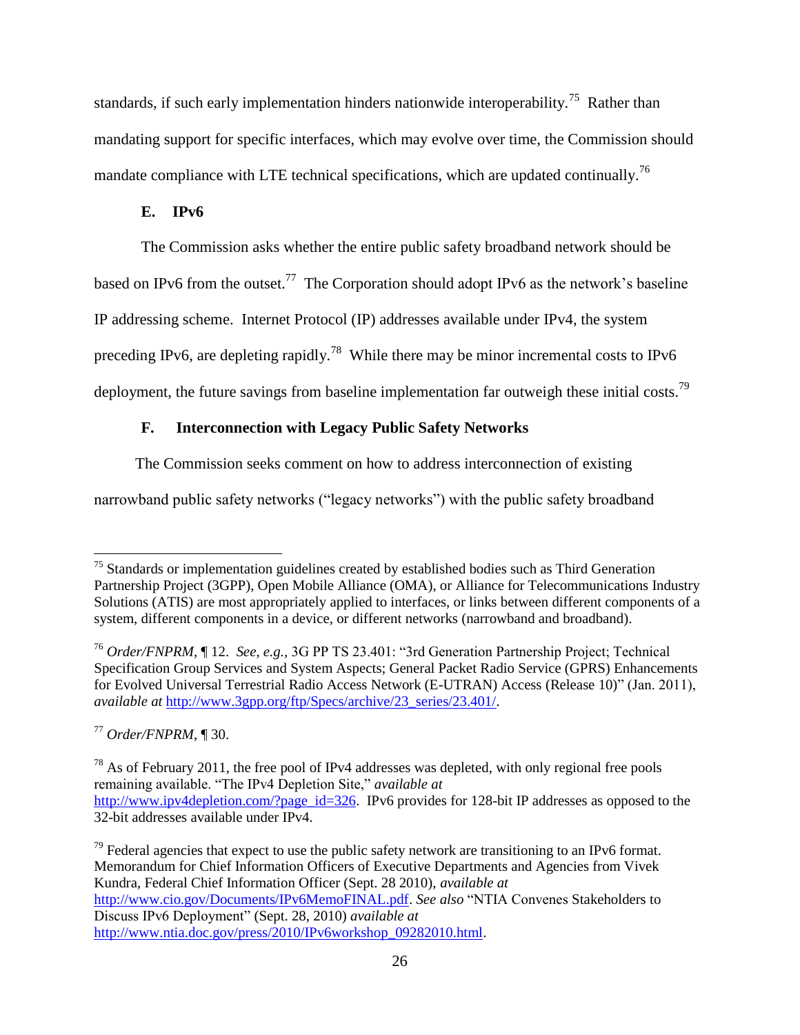standards, if such early implementation hinders nationwide interoperability.[75] Rather than mandating support for specific interfaces, which may evolve over time, the Commission should mandate compliance with LTE technical specifications, which are updated continually.[76]

### E. IPv6

The Commission asks whether the entire public safety broadband network should be based on IPv6 from the outset.[77] The Corporation should adopt IPv6 as the network's baseline IP addressing scheme. Internet Protocol (IP) addresses available under IPv4, the system preceding IPv6, are depleting rapidly.[78] While there may be minor incremental costs to IPv6 deployment, the future savings from baseline implementation far outweigh these initial costs.[79]

### F. Interconnection with Legacy Public Safety Networks

The Commission seeks comment on how to address interconnection of existing narrowband public safety networks ("legacy networks") with the public safety broadband

---

[75] Standards or implementation guidelines created by established bodies such as Third Generation Partnership Project (3GPP), Open Mobile Alliance (OMA), or Alliance for Telecommunications Industry Solutions (ATIS) are most appropriately applied to interfaces, or links between different components of a system, different components in a device, or different networks (narrowband and broadband).

[76] *Order/FNPRM*, ¶ 12. *See, e.g.*, 3G PP TS 23.401: "3rd Generation Partnership Project; Technical Specification Group Services and System Aspects; General Packet Radio Service (GPRS) Enhancements for Evolved Universal Terrestrial Radio Access Network (E-UTRAN) Access (Release 10)" (Jan. 2011), *available at* http://www.3gpp.org/ftp/Specs/archive/23_series/23.401/.

[77] *Order/FNPRM*, ¶ 30.

[78] As of February 2011, the free pool of IPv4 addresses was depleted, with only regional free pools remaining available. "The IPv4 Depletion Site," *available at* http://www.ipv4depletion.com/?page_id=326. IPv6 provides for 128-bit IP addresses as opposed to the 32-bit addresses available under IPv4.

[79] Federal agencies that expect to use the public safety network are transitioning to an IPv6 format. Memorandum for Chief Information Officers of Executive Departments and Agencies from Vivek Kundra, Federal Chief Information Officer (Sept. 28 2010), *available at* http://www.cio.gov/Documents/IPv6MemoFINAL.pdf. *See also* "NTIA Convenes Stakeholders to Discuss IPv6 Deployment" (Sept. 28, 2010) *available at* http://www.ntia.doc.gov/press/2010/IPv6workshop_09282010.html.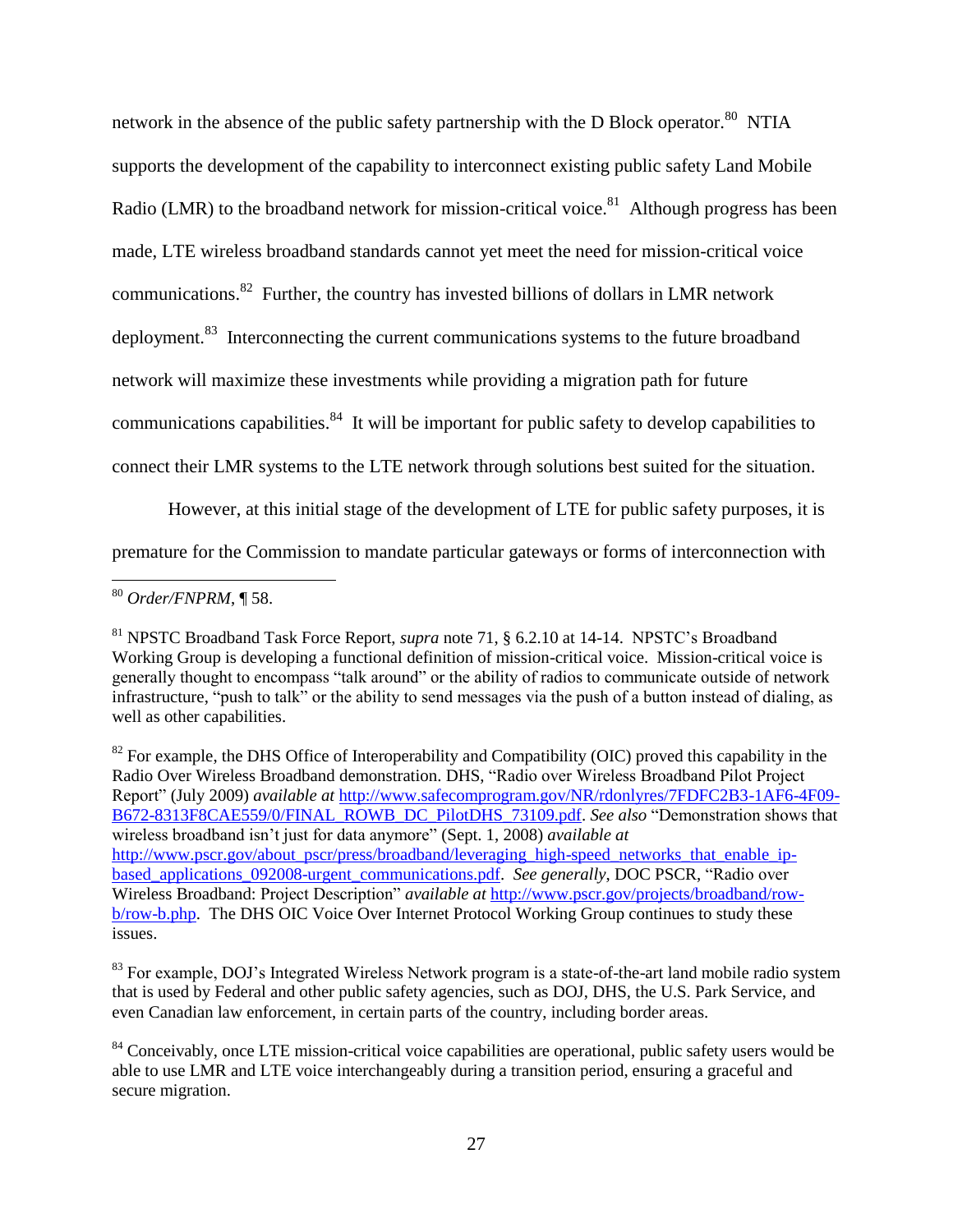network in the absence of the public safety partnership with the D Block operator.[80] NTIA supports the development of the capability to interconnect existing public safety Land Mobile Radio (LMR) to the broadband network for mission-critical voice.[81] Although progress has been made, LTE wireless broadband standards cannot yet meet the need for mission-critical voice communications.[82] Further, the country has invested billions of dollars in LMR network deployment.[83] Interconnecting the current communications systems to the future broadband network will maximize these investments while providing a migration path for future communications capabilities.[84] It will be important for public safety to develop capabilities to connect their LMR systems to the LTE network through solutions best suited for the situation.

However, at this initial stage of the development of LTE for public safety purposes, it is premature for the Commission to mandate particular gateways or forms of interconnection with

---

[80] *Order/FNPRM*, ¶ 58.

[81] NPSTC Broadband Task Force Report, *supra* note 71, § 6.2.10 at 14-14. NPSTC's Broadband Working Group is developing a functional definition of mission-critical voice. Mission-critical voice is generally thought to encompass "talk around" or the ability of radios to communicate outside of network infrastructure, "push to talk" or the ability to send messages via the push of a button instead of dialing, as well as other capabilities.

[82] For example, the DHS Office of Interoperability and Compatibility (OIC) proved this capability in the Radio Over Wireless Broadband demonstration. DHS, "Radio over Wireless Broadband Pilot Project Report" (July 2009) *available at* http://www.safecomprogram.gov/NR/rdonlyres/7FDFC2B3-1AF6-4F09-B672-8313F8CAE559/0/FINAL_ROWB_DC_PilotDHS_73109.pdf. *See also* "Demonstration shows that wireless broadband isn't just for data anymore" (Sept. 1, 2008) *available at* http://www.pscr.gov/about_pscr/press/broadband/leveraging_high-speed_networks_that_enable_ip-based_applications_092008-urgent_communications.pdf. *See generally*, DOC PSCR, "Radio over Wireless Broadband: Project Description" *available at* http://www.pscr.gov/projects/broadband/row-b/row-b.php. The DHS OIC Voice Over Internet Protocol Working Group continues to study these issues.

[83] For example, DOJ's Integrated Wireless Network program is a state-of-the-art land mobile radio system that is used by Federal and other public safety agencies, such as DOJ, DHS, the U.S. Park Service, and even Canadian law enforcement, in certain parts of the country, including border areas.

[84] Conceivably, once LTE mission-critical voice capabilities are operational, public safety users would be able to use LMR and LTE voice interchangeably during a transition period, ensuring a graceful and secure migration.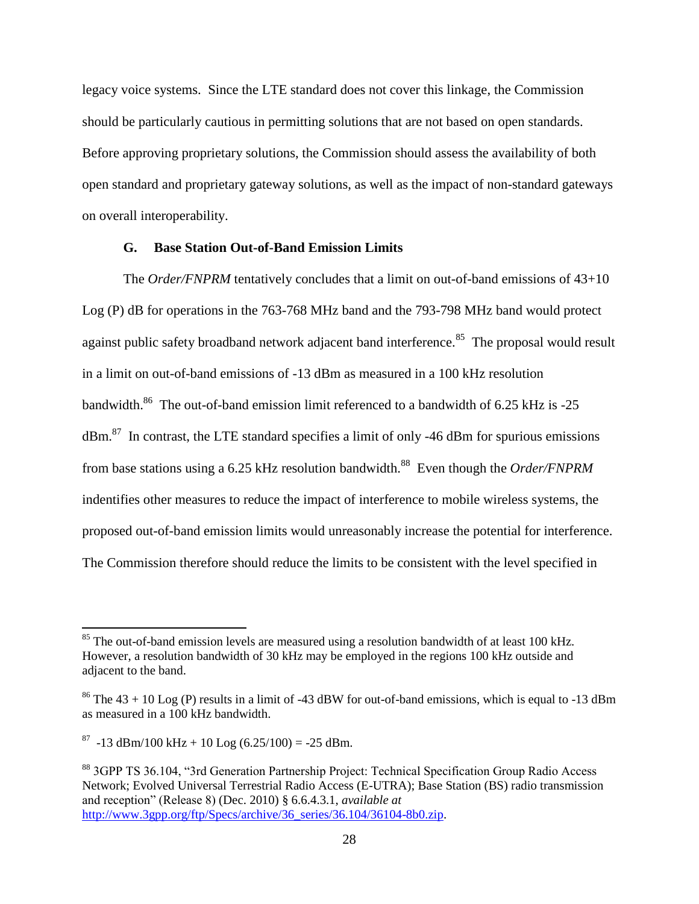legacy voice systems. Since the LTE standard does not cover this linkage, the Commission should be particularly cautious in permitting solutions that are not based on open standards. Before approving proprietary solutions, the Commission should assess the availability of both open standard and proprietary gateway solutions, as well as the impact of non-standard gateways on overall interoperability.

### G. Base Station Out-of-Band Emission Limits

The *Order/FNPRM* tentatively concludes that a limit on out-of-band emissions of 43+10 Log (P) dB for operations in the 763-768 MHz band and the 793-798 MHz band would protect against public safety broadband network adjacent band interference.[85] The proposal would result in a limit on out-of-band emissions of -13 dBm as measured in a 100 kHz resolution bandwidth.[86] The out-of-band emission limit referenced to a bandwidth of 6.25 kHz is -25 dBm.[87] In contrast, the LTE standard specifies a limit of only -46 dBm for spurious emissions from base stations using a 6.25 kHz resolution bandwidth.[88] Even though the *Order/FNPRM* indentifies other measures to reduce the impact of interference to mobile wireless systems, the proposed out-of-band emission limits would unreasonably increase the potential for interference. The Commission therefore should reduce the limits to be consistent with the level specified in

---

[85] The out-of-band emission levels are measured using a resolution bandwidth of at least 100 kHz. However, a resolution bandwidth of 30 kHz may be employed in the regions 100 kHz outside and adjacent to the band.

[86] The 43 + 10 Log (P) results in a limit of -43 dBW for out-of-band emissions, which is equal to -13 dBm as measured in a 100 kHz bandwidth.

[87] -13 dBm/100 kHz + 10 Log (6.25/100) = -25 dBm.

[88] 3GPP TS 36.104, "3rd Generation Partnership Project: Technical Specification Group Radio Access Network; Evolved Universal Terrestrial Radio Access (E-UTRA); Base Station (BS) radio transmission and reception" (Release 8) (Dec. 2010) § 6.6.4.3.1, *available at* http://www.3gpp.org/ftp/Specs/archive/36_series/36.104/36104-8b0.zip.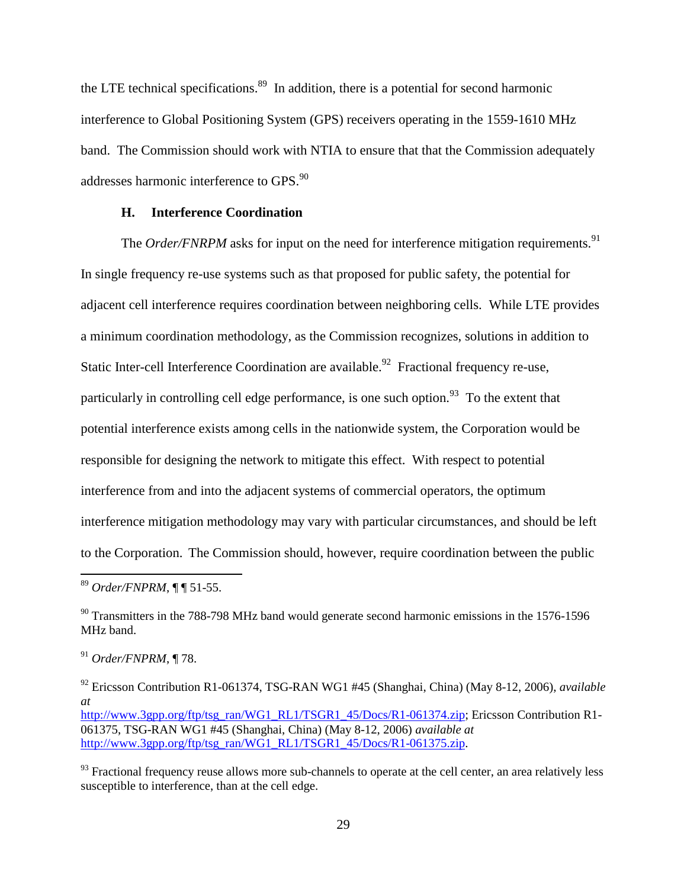the LTE technical specifications.[89] In addition, there is a potential for second harmonic interference to Global Positioning System (GPS) receivers operating in the 1559-1610 MHz band. The Commission should work with NTIA to ensure that that the Commission adequately addresses harmonic interference to GPS.[90]

### H. Interference Coordination

The *Order/FNRPM* asks for input on the need for interference mitigation requirements.[91] In single frequency re-use systems such as that proposed for public safety, the potential for adjacent cell interference requires coordination between neighboring cells. While LTE provides a minimum coordination methodology, as the Commission recognizes, solutions in addition to Static Inter-cell Interference Coordination are available.[92] Fractional frequency re-use, particularly in controlling cell edge performance, is one such option.[93] To the extent that potential interference exists among cells in the nationwide system, the Corporation would be responsible for designing the network to mitigate this effect. With respect to potential interference from and into the adjacent systems of commercial operators, the optimum interference mitigation methodology may vary with particular circumstances, and should be left to the Corporation. The Commission should, however, require coordination between the public

---

[89] *Order/FNPRM*, ¶ ¶ 51-55.

[90] Transmitters in the 788-798 MHz band would generate second harmonic emissions in the 1576-1596 MHz band.

[91] *Order/FNPRM*, ¶ 78.

[92] Ericsson Contribution R1-061374, TSG-RAN WG1 #45 (Shanghai, China) (May 8-12, 2006), *available at* http://www.3gpp.org/ftp/tsg_ran/WG1_RL1/TSGR1_45/Docs/R1-061374.zip; Ericsson Contribution R1-061375, TSG-RAN WG1 #45 (Shanghai, China) (May 8-12, 2006) *available at* http://www.3gpp.org/ftp/tsg_ran/WG1_RL1/TSGR1_45/Docs/R1-061375.zip.

[93] Fractional frequency reuse allows more sub-channels to operate at the cell center, an area relatively less susceptible to interference, than at the cell edge.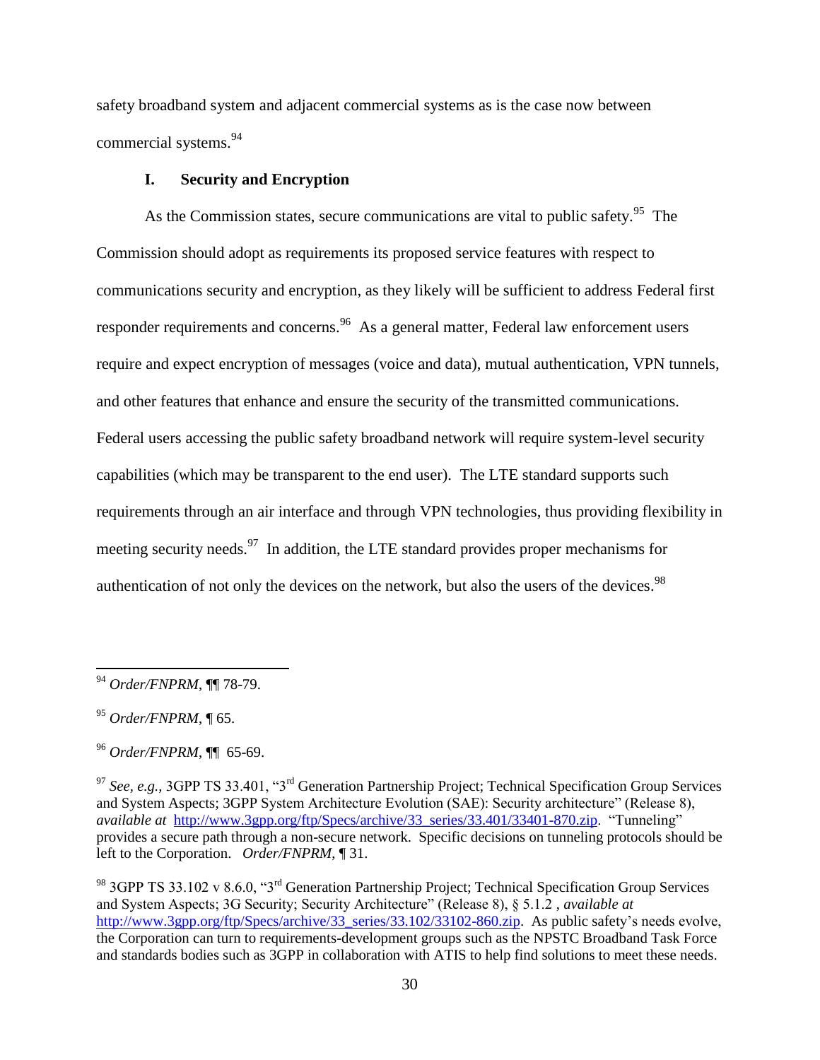safety broadband system and adjacent commercial systems as is the case now between commercial systems.[94]

### I. Security and Encryption

As the Commission states, secure communications are vital to public safety.[95] The Commission should adopt as requirements its proposed service features with respect to communications security and encryption, as they likely will be sufficient to address Federal first responder requirements and concerns.[96] As a general matter, Federal law enforcement users require and expect encryption of messages (voice and data), mutual authentication, VPN tunnels, and other features that enhance and ensure the security of the transmitted communications. Federal users accessing the public safety broadband network will require system-level security capabilities (which may be transparent to the end user). The LTE standard supports such requirements through an air interface and through VPN technologies, thus providing flexibility in meeting security needs.[97] In addition, the LTE standard provides proper mechanisms for authentication of not only the devices on the network, but also the users of the devices.[98]

---

[94] *Order/FNPRM*, ¶¶ 78-79.

[95] *Order/FNPRM*, ¶ 65.

[96] *Order/FNPRM*, ¶¶ 65-69.

[97] *See, e.g.*, 3GPP TS 33.401, "3rd Generation Partnership Project; Technical Specification Group Services and System Aspects; 3GPP System Architecture Evolution (SAE): Security architecture" (Release 8), *available at* http://www.3gpp.org/ftp/Specs/archive/33_series/33.401/33401-870.zip. "Tunneling" provides a secure path through a non-secure network. Specific decisions on tunneling protocols should be left to the Corporation. *Order/FNPRM*, ¶ 31.

[98] 3GPP TS 33.102 v 8.6.0, "3rd Generation Partnership Project; Technical Specification Group Services and System Aspects; 3G Security; Security Architecture" (Release 8), § 5.1.2 , *available at* http://www.3gpp.org/ftp/Specs/archive/33_series/33.102/33102-860.zip. As public safety's needs evolve, the Corporation can turn to requirements-development groups such as the NPSTC Broadband Task Force and standards bodies such as 3GPP in collaboration with ATIS to help find solutions to meet these needs.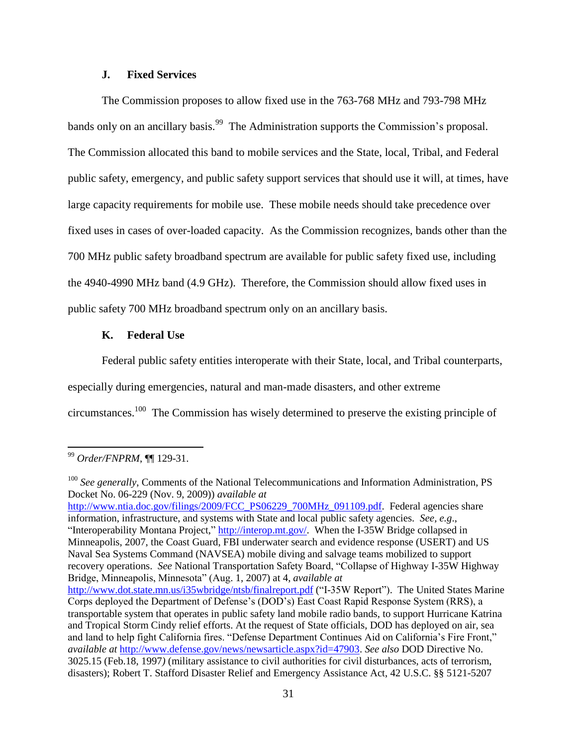### J. Fixed Services

The Commission proposes to allow fixed use in the 763-768 MHz and 793-798 MHz bands only on an ancillary basis.[99] The Administration supports the Commission's proposal. The Commission allocated this band to mobile services and the State, local, Tribal, and Federal public safety, emergency, and public safety support services that should use it will, at times, have large capacity requirements for mobile use. These mobile needs should take precedence over fixed uses in cases of over-loaded capacity. As the Commission recognizes, bands other than the 700 MHz public safety broadband spectrum are available for public safety fixed use, including the 4940-4990 MHz band (4.9 GHz). Therefore, the Commission should allow fixed uses in public safety 700 MHz broadband spectrum only on an ancillary basis.

### K. Federal Use

Federal public safety entities interoperate with their State, local, and Tribal counterparts, especially during emergencies, natural and man-made disasters, and other extreme circumstances.[100] The Commission has wisely determined to preserve the existing principle of

---

[99] *Order/FNPRM*, ¶¶ 129-31.

[100] *See generally*, Comments of the National Telecommunications and Information Administration, PS Docket No. 06-229 (Nov. 9, 2009)) *available at* http://www.ntia.doc.gov/filings/2009/FCC_PS06229_700MHz_091109.pdf. Federal agencies share information, infrastructure, and systems with State and local public safety agencies. *See, e.g.*, "Interoperability Montana Project," http://interop.mt.gov/. When the I-35W Bridge collapsed in Minneapolis, 2007, the Coast Guard, FBI underwater search and evidence response (USERT) and US Naval Sea Systems Command (NAVSEA) mobile diving and salvage teams mobilized to support recovery operations. *See* National Transportation Safety Board, "Collapse of Highway I-35W Highway Bridge, Minneapolis, Minnesota" (Aug. 1, 2007) at 4, *available at* http://www.dot.state.mn.us/i35wbridge/ntsb/finalreport.pdf ("I-35W Report"). The United States Marine Corps deployed the Department of Defense's (DOD's) East Coast Rapid Response System (RRS), a transportable system that operates in public safety land mobile radio bands, to support Hurricane Katrina and Tropical Storm Cindy relief efforts. At the request of State officials, DOD has deployed on air, sea and land to help fight California fires. "Defense Department Continues Aid on California's Fire Front," *available at* http://www.defense.gov/news/newsarticle.aspx?id=47903. *See also* DOD Directive No. 3025.15 (Feb.18, 1997) (military assistance to civil authorities for civil disturbances, acts of terrorism, disasters); Robert T. Stafford Disaster Relief and Emergency Assistance Act, 42 U.S.C. §§ 5121-5207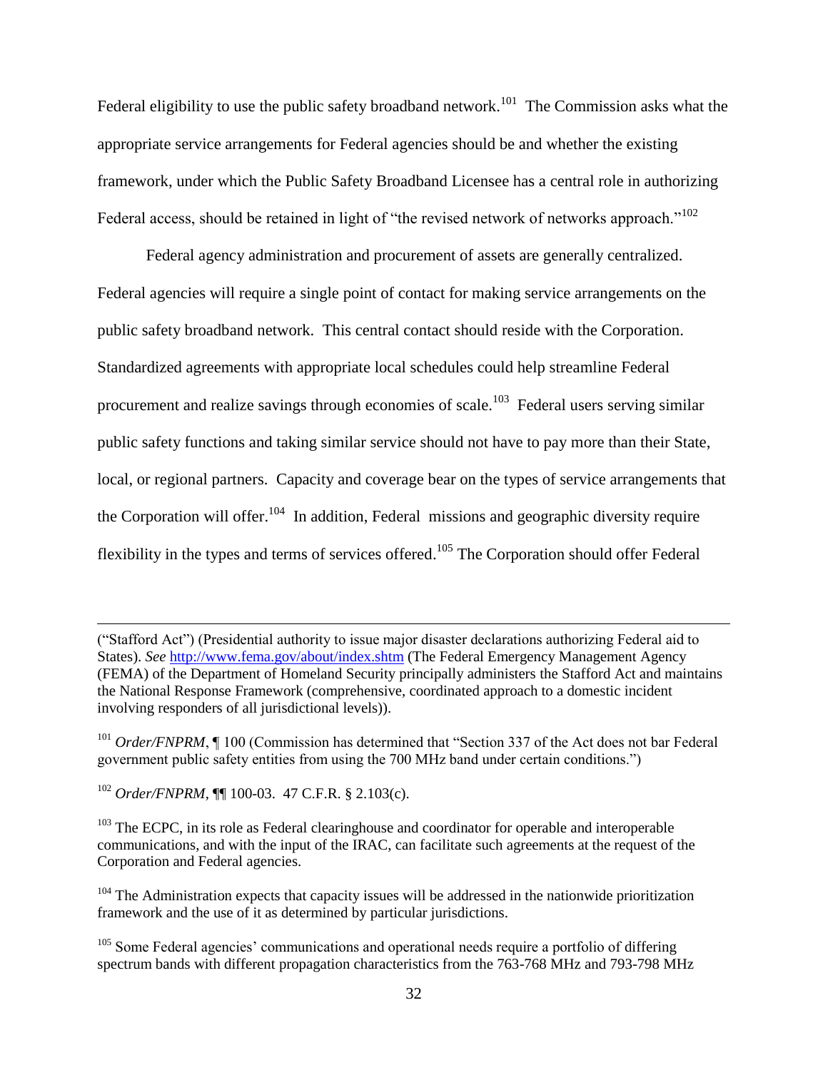Federal eligibility to use the public safety broadband network.[101] The Commission asks what the appropriate service arrangements for Federal agencies should be and whether the existing framework, under which the Public Safety Broadband Licensee has a central role in authorizing Federal access, should be retained in light of "the revised network of networks approach."[102]

Federal agency administration and procurement of assets are generally centralized. Federal agencies will require a single point of contact for making service arrangements on the public safety broadband network. This central contact should reside with the Corporation. Standardized agreements with appropriate local schedules could help streamline Federal procurement and realize savings through economies of scale.[103] Federal users serving similar public safety functions and taking similar service should not have to pay more than their State, local, or regional partners. Capacity and coverage bear on the types of service arrangements that the Corporation will offer.[104] In addition, Federal missions and geographic diversity require flexibility in the types and terms of services offered.[105] The Corporation should offer Federal

---

("Stafford Act") (Presidential authority to issue major disaster declarations authorizing Federal aid to States). *See* http://www.fema.gov/about/index.shtm (The Federal Emergency Management Agency (FEMA) of the Department of Homeland Security principally administers the Stafford Act and maintains the National Response Framework (comprehensive, coordinated approach to a domestic incident involving responders of all jurisdictional levels)).

[101] *Order/FNPRM*, ¶ 100 (Commission has determined that "Section 337 of the Act does not bar Federal government public safety entities from using the 700 MHz band under certain conditions.")

[102] *Order/FNPRM*, ¶¶ 100-03. 47 C.F.R. § 2.103(c).

[103] The ECPC, in its role as Federal clearinghouse and coordinator for operable and interoperable communications, and with the input of the IRAC, can facilitate such agreements at the request of the Corporation and Federal agencies.

[104] The Administration expects that capacity issues will be addressed in the nationwide prioritization framework and the use of it as determined by particular jurisdictions.

[105] Some Federal agencies' communications and operational needs require a portfolio of differing spectrum bands with different propagation characteristics from the 763-768 MHz and 793-798 MHz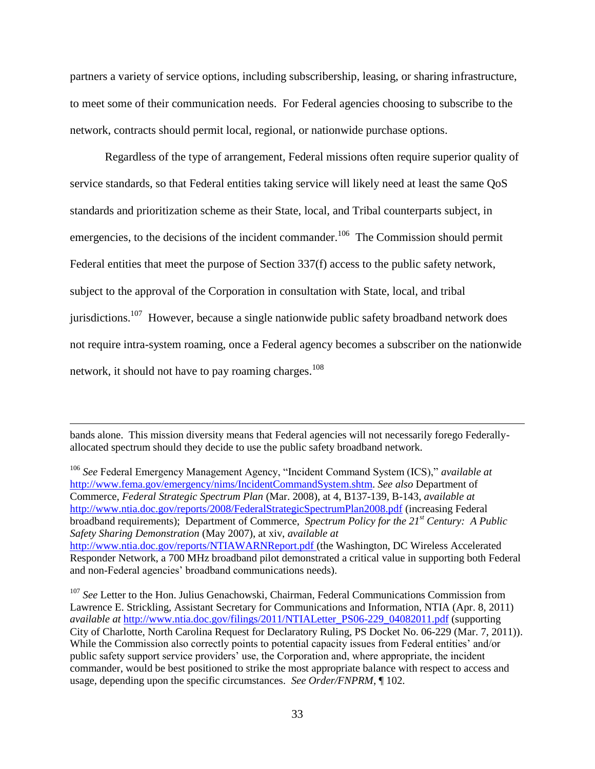partners a variety of service options, including subscribership, leasing, or sharing infrastructure, to meet some of their communication needs. For Federal agencies choosing to subscribe to the network, contracts should permit local, regional, or nationwide purchase options.

Regardless of the type of arrangement, Federal missions often require superior quality of service standards, so that Federal entities taking service will likely need at least the same QoS standards and prioritization scheme as their State, local, and Tribal counterparts subject, in emergencies, to the decisions of the incident commander.[106] The Commission should permit Federal entities that meet the purpose of Section 337(f) access to the public safety network, subject to the approval of the Corporation in consultation with State, local, and tribal jurisdictions.[107] However, because a single nationwide public safety broadband network does not require intra-system roaming, once a Federal agency becomes a subscriber on the nationwide network, it should not have to pay roaming charges.[108]

---

bands alone. This mission diversity means that Federal agencies will not necessarily forego Federally-allocated spectrum should they decide to use the public safety broadband network.

[106] *See* Federal Emergency Management Agency, "Incident Command System (ICS)," *available at* http://www.fema.gov/emergency/nims/IncidentCommandSystem.shtm. *See also* Department of Commerce, *Federal Strategic Spectrum Plan* (Mar. 2008), at 4, B137-139, B-143, *available at* http://www.ntia.doc.gov/reports/2008/FederalStrategicSpectrumPlan2008.pdf (increasing Federal broadband requirements); Department of Commerce, *Spectrum Policy for the 21st Century: A Public Safety Sharing Demonstration* (May 2007), at xiv, *available at* http://www.ntia.doc.gov/reports/NTIAWARNReport.pdf (the Washington, DC Wireless Accelerated Responder Network, a 700 MHz broadband pilot demonstrated a critical value in supporting both Federal and non-Federal agencies' broadband communications needs).

[107] *See* Letter to the Hon. Julius Genachowski, Chairman, Federal Communications Commission from Lawrence E. Strickling, Assistant Secretary for Communications and Information, NTIA (Apr. 8, 2011) *available at* http://www.ntia.doc.gov/filings/2011/NTIALetter_PS06-229_04082011.pdf (supporting City of Charlotte, North Carolina Request for Declaratory Ruling, PS Docket No. 06-229 (Mar. 7, 2011)). While the Commission also correctly points to potential capacity issues from Federal entities' and/or public safety support service providers' use, the Corporation and, where appropriate, the incident commander, would be best positioned to strike the most appropriate balance with respect to access and usage, depending upon the specific circumstances. *See Order/FNPRM*, ¶ 102.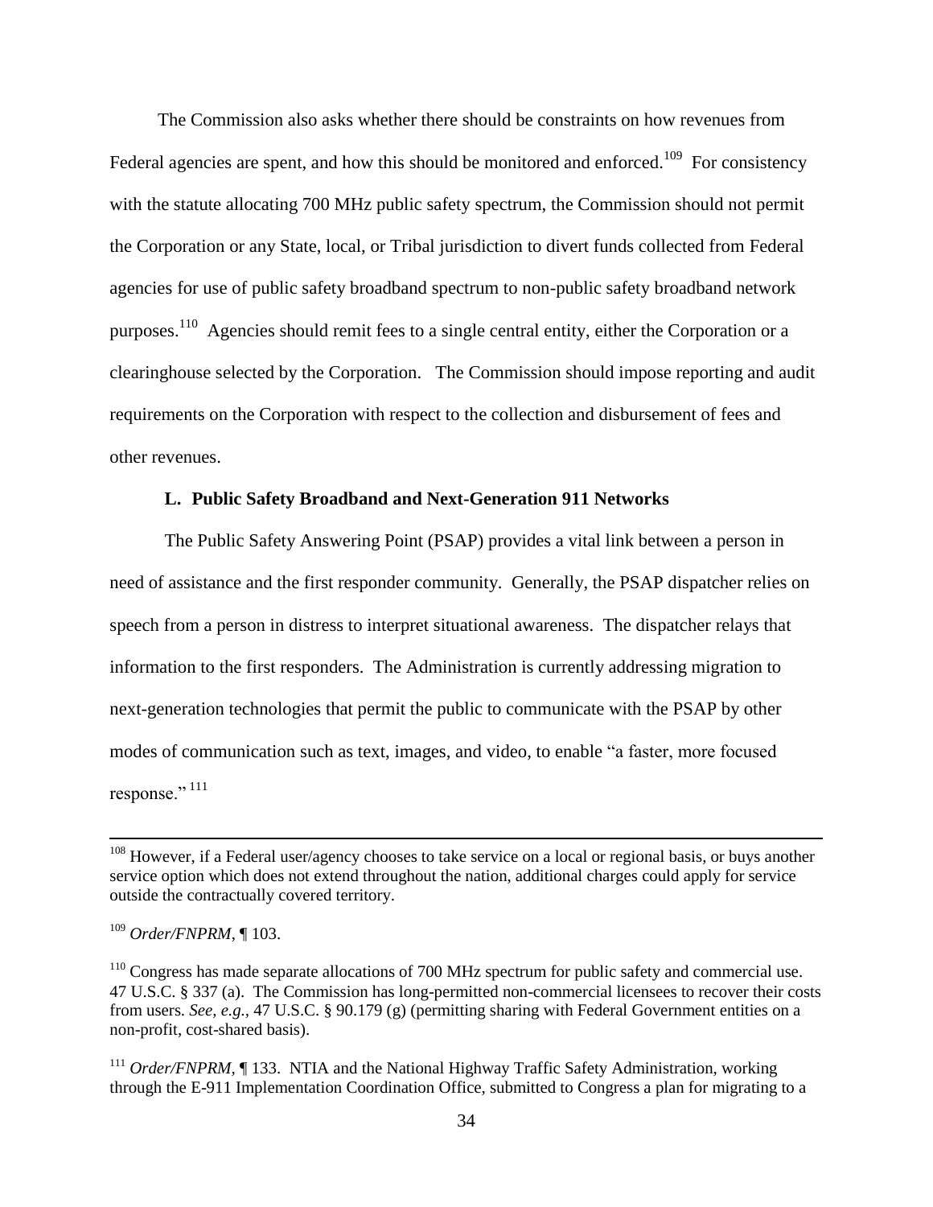The Commission also asks whether there should be constraints on how revenues from Federal agencies are spent, and how this should be monitored and enforced.[109] For consistency with the statute allocating 700 MHz public safety spectrum, the Commission should not permit the Corporation or any State, local, or Tribal jurisdiction to divert funds collected from Federal agencies for use of public safety broadband spectrum to non-public safety broadband network purposes.[110] Agencies should remit fees to a single central entity, either the Corporation or a clearinghouse selected by the Corporation. The Commission should impose reporting and audit requirements on the Corporation with respect to the collection and disbursement of fees and other revenues.

### L. Public Safety Broadband and Next-Generation 911 Networks

The Public Safety Answering Point (PSAP) provides a vital link between a person in need of assistance and the first responder community. Generally, the PSAP dispatcher relies on speech from a person in distress to interpret situational awareness. The dispatcher relays that information to the first responders. The Administration is currently addressing migration to next-generation technologies that permit the public to communicate with the PSAP by other modes of communication such as text, images, and video, to enable "a faster, more focused response."[111]

---

[108] However, if a Federal user/agency chooses to take service on a local or regional basis, or buys another service option which does not extend throughout the nation, additional charges could apply for service outside the contractually covered territory.

[109] *Order/FNPRM*, ¶ 103.

[110] Congress has made separate allocations of 700 MHz spectrum for public safety and commercial use. 47 U.S.C. § 337 (a). The Commission has long-permitted non-commercial licensees to recover their costs from users. *See, e.g.,* 47 U.S.C. § 90.179 (g) (permitting sharing with Federal Government entities on a non-profit, cost-shared basis).

[111] *Order/FNPRM*, ¶ 133. NTIA and the National Highway Traffic Safety Administration, working through the E-911 Implementation Coordination Office, submitted to Congress a plan for migrating to a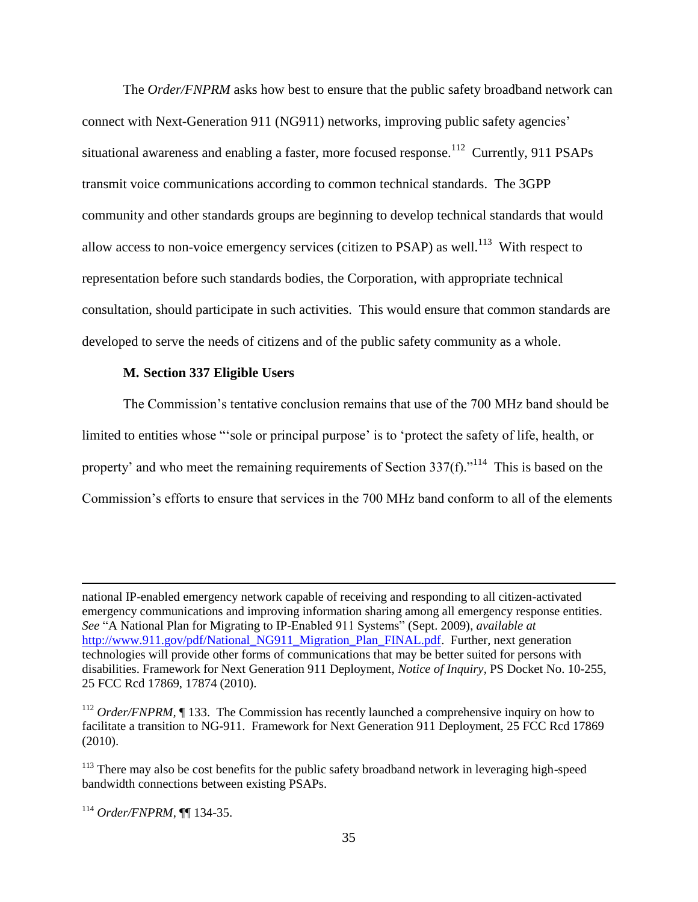The *Order/FNPRM* asks how best to ensure that the public safety broadband network can connect with Next-Generation 911 (NG911) networks, improving public safety agencies' situational awareness and enabling a faster, more focused response.[112] Currently, 911 PSAPs transmit voice communications according to common technical standards. The 3GPP community and other standards groups are beginning to develop technical standards that would allow access to non-voice emergency services (citizen to PSAP) as well.[113] With respect to representation before such standards bodies, the Corporation, with appropriate technical consultation, should participate in such activities. This would ensure that common standards are developed to serve the needs of citizens and of the public safety community as a whole.

**M. Section 337 Eligible Users**

The Commission's tentative conclusion remains that use of the 700 MHz band should be limited to entities whose "'sole or principal purpose' is to 'protect the safety of life, health, or property' and who meet the remaining requirements of Section 337(f)."[114] This is based on the Commission's efforts to ensure that services in the 700 MHz band conform to all of the elements

---

national IP-enabled emergency network capable of receiving and responding to all citizen-activated emergency communications and improving information sharing among all emergency response entities. *See* "A National Plan for Migrating to IP-Enabled 911 Systems" (Sept. 2009), *available at* http://www.911.gov/pdf/National_NG911_Migration_Plan_FINAL.pdf. Further, next generation technologies will provide other forms of communications that may be better suited for persons with disabilities. Framework for Next Generation 911 Deployment, *Notice of Inquiry*, PS Docket No. 10-255, 25 FCC Rcd 17869, 17874 (2010).

[112] *Order/FNPRM*, ¶ 133. The Commission has recently launched a comprehensive inquiry on how to facilitate a transition to NG-911. Framework for Next Generation 911 Deployment, 25 FCC Rcd 17869 (2010).

[113] There may also be cost benefits for the public safety broadband network in leveraging high-speed bandwidth connections between existing PSAPs.

[114] *Order/FNPRM*, ¶¶ 134-35.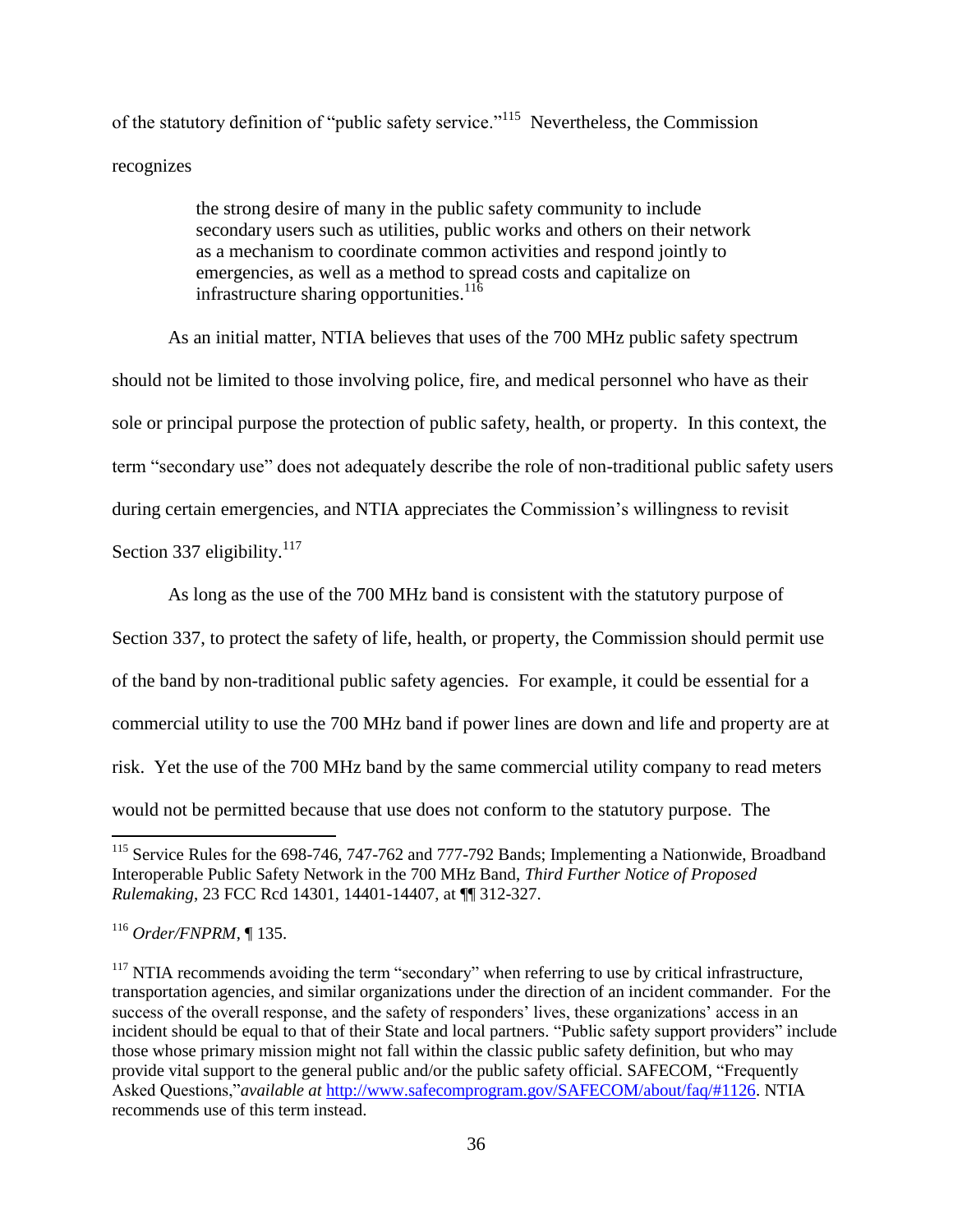of the statutory definition of "public safety service."[115] Nevertheless, the Commission recognizes

> the strong desire of many in the public safety community to include secondary users such as utilities, public works and others on their network as a mechanism to coordinate common activities and respond jointly to emergencies, as well as a method to spread costs and capitalize on infrastructure sharing opportunities.[116]

As an initial matter, NTIA believes that uses of the 700 MHz public safety spectrum should not be limited to those involving police, fire, and medical personnel who have as their sole or principal purpose the protection of public safety, health, or property. In this context, the term "secondary use" does not adequately describe the role of non-traditional public safety users during certain emergencies, and NTIA appreciates the Commission's willingness to revisit Section 337 eligibility.[117]

As long as the use of the 700 MHz band is consistent with the statutory purpose of Section 337, to protect the safety of life, health, or property, the Commission should permit use of the band by non-traditional public safety agencies. For example, it could be essential for a commercial utility to use the 700 MHz band if power lines are down and life and property are at risk. Yet the use of the 700 MHz band by the same commercial utility company to read meters would not be permitted because that use does not conform to the statutory purpose. The

---

[115] Service Rules for the 698-746, 747-762 and 777-792 Bands; Implementing a Nationwide, Broadband Interoperable Public Safety Network in the 700 MHz Band, *Third Further Notice of Proposed Rulemaking*, 23 FCC Rcd 14301, 14401-14407, at ¶¶ 312-327.

[116] *Order/FNPRM*, ¶ 135.

[117] NTIA recommends avoiding the term "secondary" when referring to use by critical infrastructure, transportation agencies, and similar organizations under the direction of an incident commander. For the success of the overall response, and the safety of responders' lives, these organizations' access in an incident should be equal to that of their State and local partners. "Public safety support providers" include those whose primary mission might not fall within the classic public safety definition, but who may provide vital support to the general public and/or the public safety official. SAFECOM, "Frequently Asked Questions," *available at* http://www.safecomprogram.gov/SAFECOM/about/faq/#1126. NTIA recommends use of this term instead.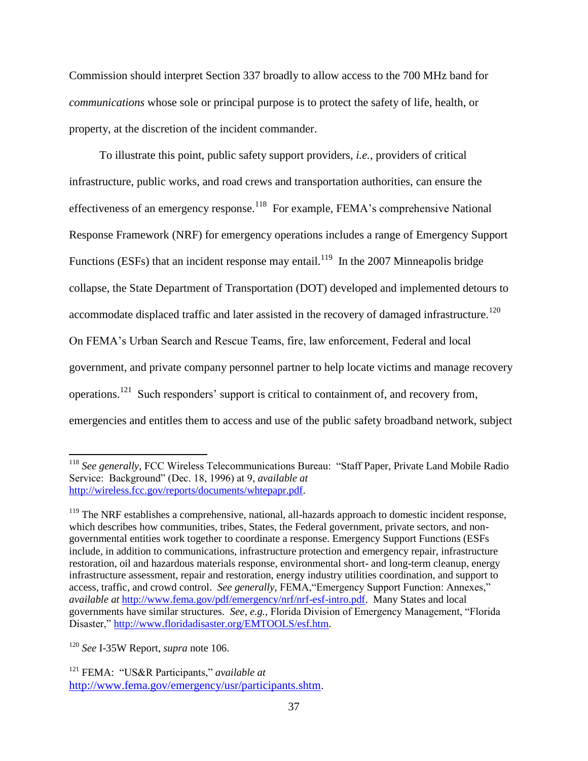Commission should interpret Section 337 broadly to allow access to the 700 MHz band for *communications* whose sole or principal purpose is to protect the safety of life, health, or property, at the discretion of the incident commander.

To illustrate this point, public safety support providers, *i.e.,* providers of critical infrastructure, public works, and road crews and transportation authorities, can ensure the effectiveness of an emergency response.[118] For example, FEMA's comprehensive National Response Framework (NRF) for emergency operations includes a range of Emergency Support Functions (ESFs) that an incident response may entail.[119] In the 2007 Minneapolis bridge collapse, the State Department of Transportation (DOT) developed and implemented detours to accommodate displaced traffic and later assisted in the recovery of damaged infrastructure.[120] On FEMA's Urban Search and Rescue Teams, fire, law enforcement, Federal and local government, and private company personnel partner to help locate victims and manage recovery operations.[121] Such responders' support is critical to containment of, and recovery from, emergencies and entitles them to access and use of the public safety broadband network, subject

---

[118] *See generally*, FCC Wireless Telecommunications Bureau: "Staff Paper, Private Land Mobile Radio Service: Background" (Dec. 18, 1996) at 9, *available at* http://wireless.fcc.gov/reports/documents/whtepapr.pdf.

[119] The NRF establishes a comprehensive, national, all-hazards approach to domestic incident response, which describes how communities, tribes, States, the Federal government, private sectors, and non-governmental entities work together to coordinate a response. Emergency Support Functions (ESFs include, in addition to communications, infrastructure protection and emergency repair, infrastructure restoration, oil and hazardous materials response, environmental short- and long-term cleanup, energy infrastructure assessment, repair and restoration, energy industry utilities coordination, and support to access, traffic, and crowd control. *See generally*, FEMA,"Emergency Support Function: Annexes," *available at* http://www.fema.gov/pdf/emergency/nrf/nrf-esf-intro.pdf. Many States and local governments have similar structures. *See, e.g.,* Florida Division of Emergency Management, "Florida Disaster," http://www.floridadisaster.org/EMTOOLS/esf.htm.

[120] *See* I-35W Report, *supra* note 106.

[121] FEMA: "US&R Participants," *available at* http://www.fema.gov/emergency/usr/participants.shtm.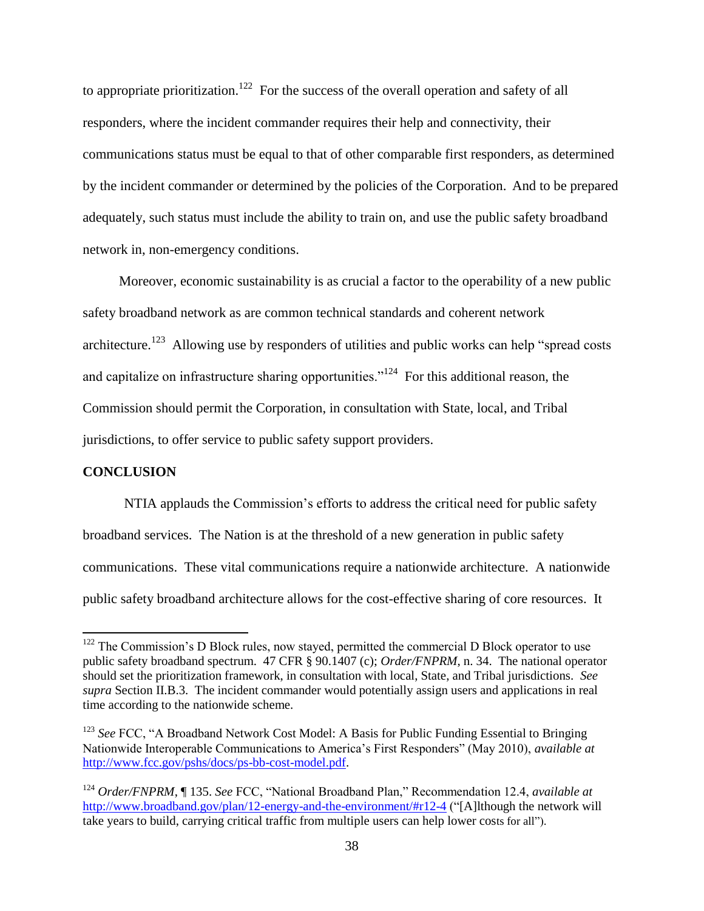to appropriate prioritization.[122] For the success of the overall operation and safety of all responders, where the incident commander requires their help and connectivity, their communications status must be equal to that of other comparable first responders, as determined by the incident commander or determined by the policies of the Corporation. And to be prepared adequately, such status must include the ability to train on, and use the public safety broadband network in, non-emergency conditions.

Moreover, economic sustainability is as crucial a factor to the operability of a new public safety broadband network as are common technical standards and coherent network architecture.[123] Allowing use by responders of utilities and public works can help "spread costs and capitalize on infrastructure sharing opportunities."[124] For this additional reason, the Commission should permit the Corporation, in consultation with State, local, and Tribal jurisdictions, to offer service to public safety support providers.

**CONCLUSION**

NTIA applauds the Commission's efforts to address the critical need for public safety broadband services. The Nation is at the threshold of a new generation in public safety communications. These vital communications require a nationwide architecture. A nationwide public safety broadband architecture allows for the cost-effective sharing of core resources. It

---

[122] The Commission's D Block rules, now stayed, permitted the commercial D Block operator to use public safety broadband spectrum. 47 CFR § 90.1407 (c); *Order/FNPRM*, n. 34. The national operator should set the prioritization framework, in consultation with local, State, and Tribal jurisdictions. *See supra* Section II.B.3. The incident commander would potentially assign users and applications in real time according to the nationwide scheme.

[123] *See* FCC, "A Broadband Network Cost Model: A Basis for Public Funding Essential to Bringing Nationwide Interoperable Communications to America's First Responders" (May 2010), *available at* http://www.fcc.gov/pshs/docs/ps-bb-cost-model.pdf.

[124] *Order/FNPRM*, ¶ 135. *See* FCC, "National Broadband Plan," Recommendation 12.4, *available at* http://www.broadband.gov/plan/12-energy-and-the-environment/#r12-4 ("[A]lthough the network will take years to build, carrying critical traffic from multiple users can help lower costs for all").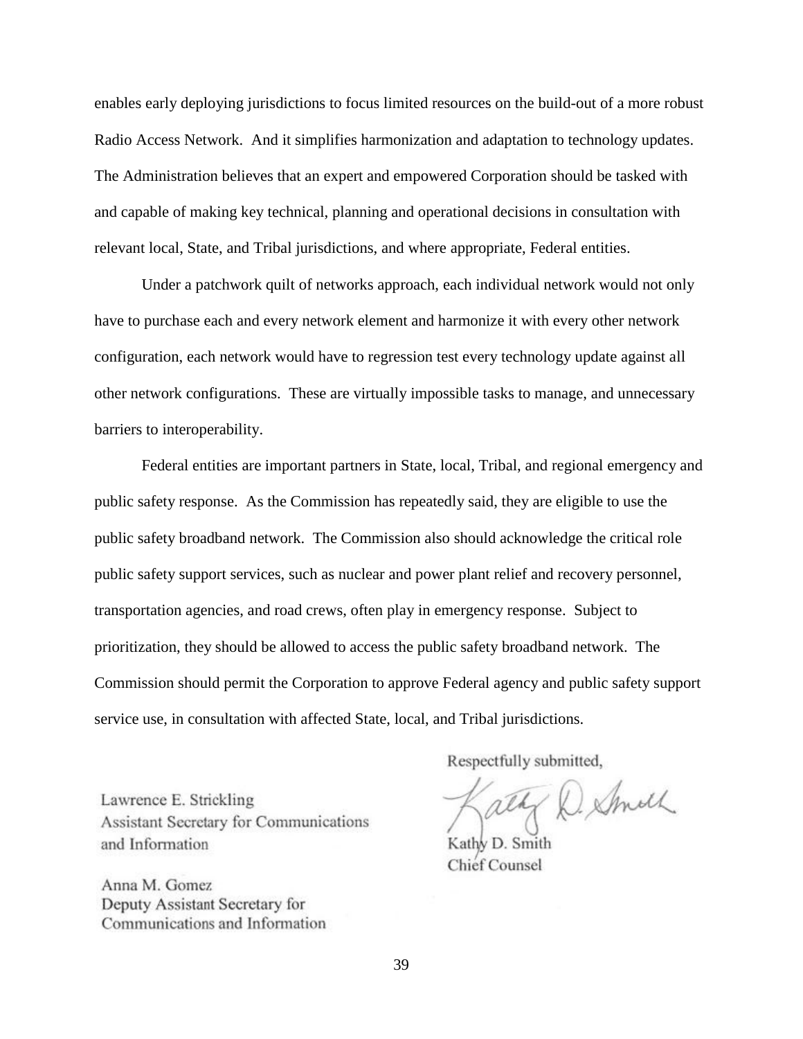enables early deploying jurisdictions to focus limited resources on the build-out of a more robust Radio Access Network. And it simplifies harmonization and adaptation to technology updates. The Administration believes that an expert and empowered Corporation should be tasked with and capable of making key technical, planning and operational decisions in consultation with relevant local, State, and Tribal jurisdictions, and where appropriate, Federal entities.

Under a patchwork quilt of networks approach, each individual network would not only have to purchase each and every network element and harmonize it with every other network configuration, each network would have to regression test every technology update against all other network configurations. These are virtually impossible tasks to manage, and unnecessary barriers to interoperability.

Federal entities are important partners in State, local, Tribal, and regional emergency and public safety response. As the Commission has repeatedly said, they are eligible to use the public safety broadband network. The Commission also should acknowledge the critical role public safety support services, such as nuclear and power plant relief and recovery personnel, transportation agencies, and road crews, often play in emergency response. Subject to prioritization, they should be allowed to access the public safety broadband network. The Commission should permit the Corporation to approve Federal agency and public safety support service use, in consultation with affected State, local, and Tribal jurisdictions.

Respectfully submitted,

Kathy D. Smith
Chief Counsel

Lawrence E. Strickling
Assistant Secretary for Communications and Information

Anna M. Gomez
Deputy Assistant Secretary for Communications and Information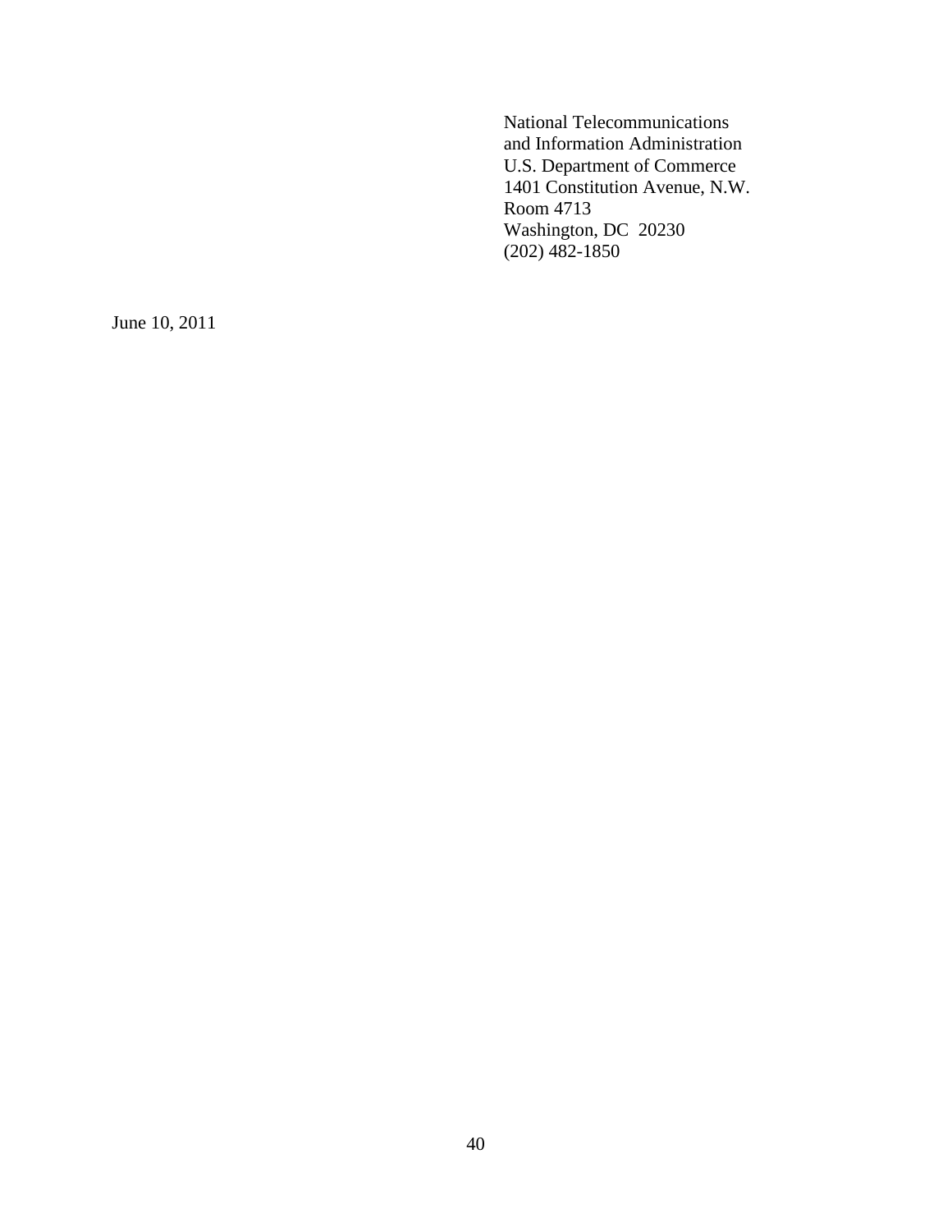National Telecommunications
and Information Administration
U.S. Department of Commerce
1401 Constitution Avenue, N.W.
Room 4713
Washington, DC 20230
(202) 482-1850

June 10, 2011